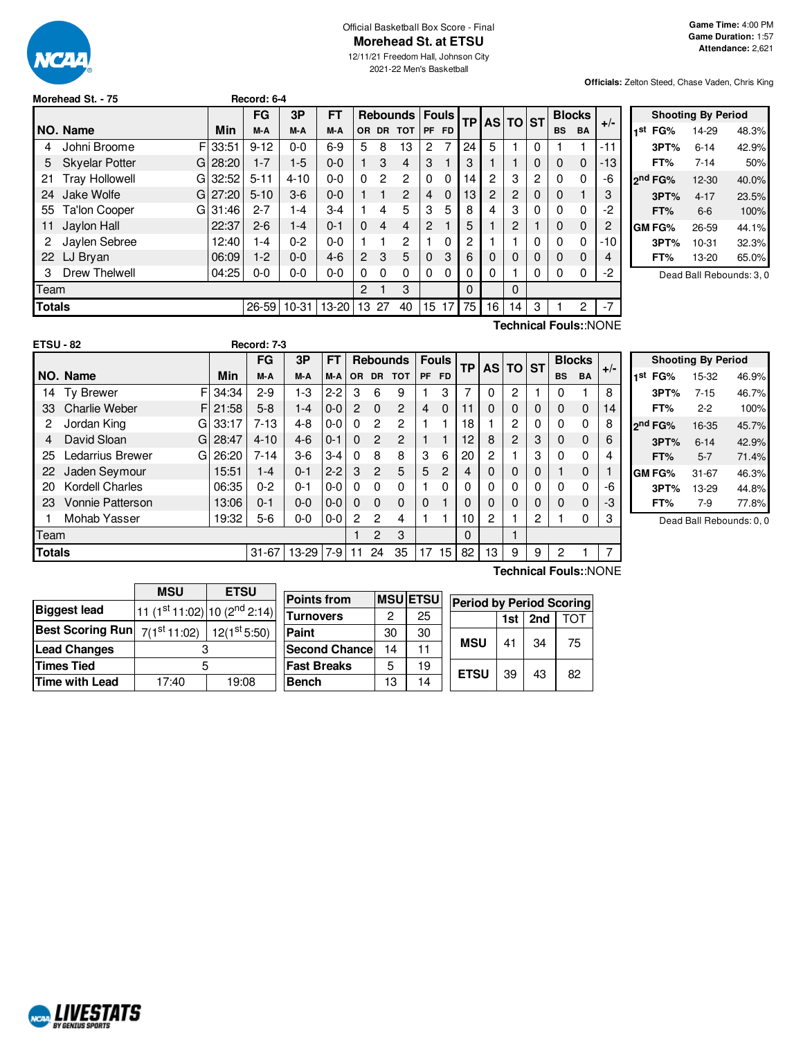Official Basketball Box Score - Final

# Morehead St. at ETSU

12/11/21 Freedom Hall, Johnson City
2021-22 Men's Basketball

**Game Time:** 4:00 PM
**Game Duration:** 1:57
**Attendance:** 2,621

**Officials:** Zelton Steed, Chase Vaden, Chris King

## Morehead St. - 75 — Record: 6-4

| NO. | Name | | Min | FG M-A | 3P M-A | FT M-A | OR | DR | TOT | PF | FD | TP | AS | TO | ST | BS | BA | +/- |
|---|---|---|---|---|---|---|---|---|---|---|---|---|---|---|---|---|---|---|
| 4 | Johni Broome | F | 33:51 | 9-12 | 0-0 | 6-9 | 5 | 8 | 13 | 2 | 7 | 24 | 5 | 1 | 0 | 1 | 1 | -11 |
| 5 | Skyelar Potter | G | 28:20 | 1-7 | 1-5 | 0-0 | 1 | 3 | 4 | 3 | 1 | 3 | 1 | 1 | 0 | 0 | 0 | -13 |
| 21 | Tray Hollowell | G | 32:52 | 5-11 | 4-10 | 0-0 | 0 | 2 | 2 | 0 | 0 | 14 | 2 | 3 | 2 | 0 | 0 | -6 |
| 24 | Jake Wolfe | G | 27:20 | 5-10 | 3-6 | 0-0 | 1 | 1 | 2 | 4 | 0 | 13 | 2 | 2 | 0 | 0 | 1 | 3 |
| 55 | Ta'lon Cooper | G | 31:46 | 2-7 | 1-4 | 3-4 | 1 | 4 | 5 | 3 | 5 | 8 | 4 | 3 | 0 | 0 | 0 | -2 |
| 11 | Jaylon Hall | | 22:37 | 2-6 | 1-4 | 0-1 | 0 | 4 | 4 | 2 | 1 | 5 | 1 | 2 | 1 | 0 | 0 | 2 |
| 2 | Jaylen Sebree | | 12:40 | 1-4 | 0-2 | 0-0 | 1 | 1 | 2 | 1 | 0 | 2 | 1 | 1 | 0 | 0 | 0 | -10 |
| 22 | LJ Bryan | | 06:09 | 1-2 | 0-0 | 4-6 | 2 | 3 | 5 | 0 | 3 | 6 | 0 | 0 | 0 | 0 | 0 | 4 |
| 3 | Drew Thelwell | | 04:25 | 0-0 | 0-0 | 0-0 | 0 | 0 | 0 | 0 | 0 | 0 | 0 | 1 | 0 | 0 | 0 | -2 |
| Team | | | | | | | 2 | 1 | 3 | | | 0 | | 0 | | | | |
| **Totals** | | | | 26-59 | 10-31 | 13-20 | 13 | 27 | 40 | 15 | 17 | 75 | 16 | 14 | 3 | 1 | 2 | -7 |

Technical Fouls::NONE

| Shooting By Period | | |
|---|---|---|
| 1st FG% | 14-29 | 48.3% |
| 3PT% | 6-14 | 42.9% |
| FT% | 7-14 | 50% |
| 2nd FG% | 12-30 | 40.0% |
| 3PT% | 4-17 | 23.5% |
| FT% | 6-6 | 100% |
| GM FG% | 26-59 | 44.1% |
| 3PT% | 10-31 | 32.3% |
| FT% | 13-20 | 65.0% |

Dead Ball Rebounds: 3, 0

## ETSU - 82 — Record: 7-3

| NO. | Name | | Min | FG M-A | 3P M-A | FT M-A | OR | DR | TOT | PF | FD | TP | AS | TO | ST | BS | BA | +/- |
|---|---|---|---|---|---|---|---|---|---|---|---|---|---|---|---|---|---|---|
| 14 | Ty Brewer | F | 34:34 | 2-9 | 1-3 | 2-2 | 3 | 6 | 9 | 1 | 3 | 7 | 0 | 2 | 1 | 0 | 1 | 8 |
| 33 | Charlie Weber | F | 21:58 | 5-8 | 1-4 | 0-0 | 2 | 0 | 2 | 4 | 0 | 11 | 0 | 0 | 0 | 0 | 0 | 14 |
| 2 | Jordan King | G | 33:17 | 7-13 | 4-8 | 0-0 | 0 | 2 | 2 | 1 | 1 | 18 | 1 | 2 | 0 | 0 | 0 | 8 |
| 4 | David Sloan | G | 28:47 | 4-10 | 4-6 | 0-1 | 0 | 2 | 2 | 1 | 1 | 12 | 8 | 2 | 3 | 0 | 0 | 6 |
| 25 | Ledarrius Brewer | G | 26:20 | 7-14 | 3-6 | 3-4 | 0 | 8 | 8 | 3 | 6 | 20 | 2 | 1 | 3 | 0 | 0 | 4 |
| 22 | Jaden Seymour | | 15:51 | 1-4 | 0-1 | 2-2 | 3 | 2 | 5 | 5 | 2 | 4 | 0 | 0 | 0 | 1 | 0 | 1 |
| 20 | Kordell Charles | | 06:35 | 0-2 | 0-1 | 0-0 | 0 | 0 | 0 | 1 | 0 | 0 | 0 | 0 | 0 | 0 | 0 | -6 |
| 23 | Vonnie Patterson | | 13:06 | 0-1 | 0-0 | 0-0 | 0 | 0 | 0 | 0 | 1 | 0 | 0 | 0 | 0 | 0 | 0 | -3 |
| 1 | Mohab Yasser | | 19:32 | 5-6 | 0-0 | 0-0 | 2 | 2 | 4 | 1 | 1 | 10 | 2 | 1 | 2 | 1 | 0 | 3 |
| Team | | | | | | | 1 | 2 | 3 | | | 0 | | 1 | | | | |
| **Totals** | | | | 31-67 | 13-29 | 7-9 | 11 | 24 | 35 | 17 | 15 | 82 | 13 | 9 | 9 | 2 | 1 | 7 |

Technical Fouls::NONE

| Shooting By Period | | |
|---|---|---|
| 1st FG% | 15-32 | 46.9% |
| 3PT% | 7-15 | 46.7% |
| FT% | 2-2 | 100% |
| 2nd FG% | 16-35 | 45.7% |
| 3PT% | 6-14 | 42.9% |
| FT% | 5-7 | 71.4% |
| GM FG% | 31-67 | 46.3% |
| 3PT% | 13-29 | 44.8% |
| FT% | 7-9 | 77.8% |

Dead Ball Rebounds: 0, 0

| | MSU | ETSU |
|---|---|---|
| **Biggest lead** | 11 (1st 11:02) | 10 (2nd 2:14) |
| **Best Scoring Run** | 7(1st 11:02) | 12(1st 5:50) |
| **Lead Changes** | 3 | |
| **Times Tied** | 5 | |
| **Time with Lead** | 17:40 | 19:08 |

| Points from | MSU | ETSU |
|---|---|---|
| Turnovers | 2 | 25 |
| Paint | 30 | 30 |
| Second Chance | 14 | 11 |
| Fast Breaks | 5 | 19 |
| Bench | 13 | 14 |

| Period by Period Scoring | 1st | 2nd | TOT |
|---|---|---|---|
| MSU | 41 | 34 | 75 |
| ETSU | 39 | 43 | 82 |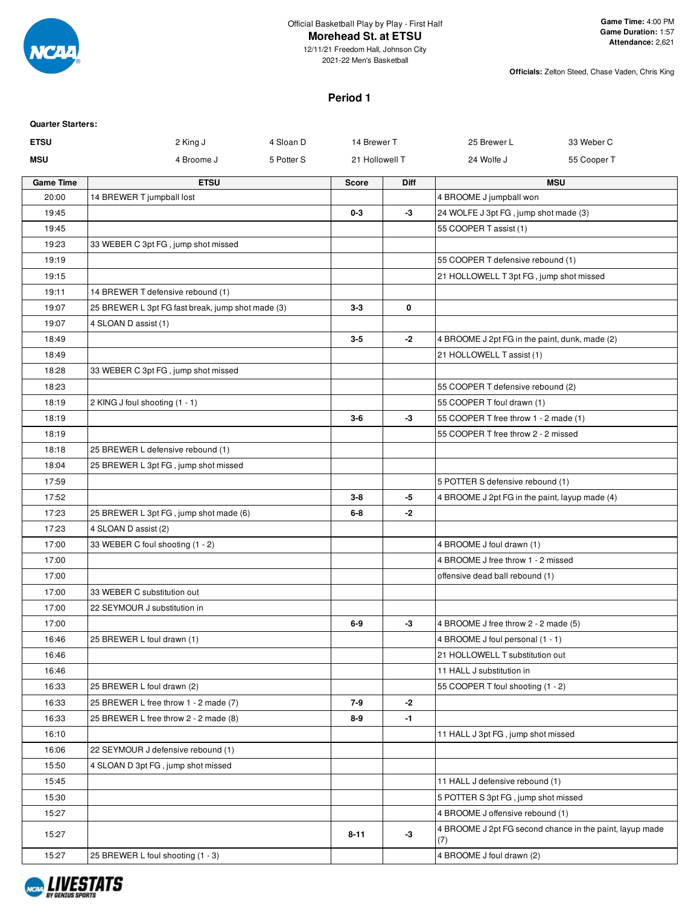Official Basketball Play by Play - First Half

**Morehead St. at ETSU**

12/11/21 Freedom Hall, Johnson City

2021-22 Men's Basketball

**Game Time:** 4:00 PM
**Game Duration:** 1:57
**Attendance:** 2,621

**Officials:** Zelton Steed, Chase Vaden, Chris King

## Period 1

**Quarter Starters:**

| | | | | | |
|---|---|---|---|---|---|
| **ETSU** | 2 King J | 4 Sloan D | 14 Brewer T | 25 Brewer L | 33 Weber C |
| **MSU** | 4 Broome J | 5 Potter S | 21 Hollowell T | 24 Wolfe J | 55 Cooper T |

| Game Time | ETSU | Score | Diff | MSU |
|---|---|---|---|---|
| 20:00 | 14 BREWER T jumpball lost | | | 4 BROOME J jumpball won |
| 19:45 | | 0-3 | -3 | 24 WOLFE J 3pt FG , jump shot made (3) |
| 19:45 | | | | 55 COOPER T assist (1) |
| 19:23 | 33 WEBER C 3pt FG , jump shot missed | | | |
| 19:19 | | | | 55 COOPER T defensive rebound (1) |
| 19:15 | | | | 21 HOLLOWELL T 3pt FG , jump shot missed |
| 19:11 | 14 BREWER T defensive rebound (1) | | | |
| 19:07 | 25 BREWER L 3pt FG fast break, jump shot made (3) | 3-3 | 0 | |
| 19:07 | 4 SLOAN D assist (1) | | | |
| 18:49 | | 3-5 | -2 | 4 BROOME J 2pt FG in the paint, dunk, made (2) |
| 18:49 | | | | 21 HOLLOWELL T assist (1) |
| 18:28 | 33 WEBER C 3pt FG , jump shot missed | | | |
| 18:23 | | | | 55 COOPER T defensive rebound (2) |
| 18:19 | 2 KING J foul shooting (1 - 1) | | | 55 COOPER T foul drawn (1) |
| 18:19 | | 3-6 | -3 | 55 COOPER T free throw 1 - 2 made (1) |
| 18:19 | | | | 55 COOPER T free throw 2 - 2 missed |
| 18:18 | 25 BREWER L defensive rebound (1) | | | |
| 18:04 | 25 BREWER L 3pt FG , jump shot missed | | | |
| 17:59 | | | | 5 POTTER S defensive rebound (1) |
| 17:52 | | 3-8 | -5 | 4 BROOME J 2pt FG in the paint, layup made (4) |
| 17:23 | 25 BREWER L 3pt FG , jump shot made (6) | 6-8 | -2 | |
| 17:23 | 4 SLOAN D assist (2) | | | |
| 17:00 | 33 WEBER C foul shooting (1 - 2) | | | 4 BROOME J foul drawn (1) |
| 17:00 | | | | 4 BROOME J free throw 1 - 2 missed |
| 17:00 | | | | offensive dead ball rebound (1) |
| 17:00 | 33 WEBER C substitution out | | | |
| 17:00 | 22 SEYMOUR J substitution in | | | |
| 17:00 | | 6-9 | -3 | 4 BROOME J free throw 2 - 2 made (5) |
| 16:46 | 25 BREWER L foul drawn (1) | | | 4 BROOME J foul personal (1 - 1) |
| 16:46 | | | | 21 HOLLOWELL T substitution out |
| 16:46 | | | | 11 HALL J substitution in |
| 16:33 | 25 BREWER L foul drawn (2) | | | 55 COOPER T foul shooting (1 - 2) |
| 16:33 | 25 BREWER L free throw 1 - 2 made (7) | 7-9 | -2 | |
| 16:33 | 25 BREWER L free throw 2 - 2 made (8) | 8-9 | -1 | |
| 16:10 | | | | 11 HALL J 3pt FG , jump shot missed |
| 16:06 | 22 SEYMOUR J defensive rebound (1) | | | |
| 15:50 | 4 SLOAN D 3pt FG , jump shot missed | | | |
| 15:45 | | | | 11 HALL J defensive rebound (1) |
| 15:30 | | | | 5 POTTER S 3pt FG , jump shot missed |
| 15:27 | | | | 4 BROOME J offensive rebound (1) |
| 15:27 | | 8-11 | -3 | 4 BROOME J 2pt FG second chance in the paint, layup made (7) |
| 15:27 | 25 BREWER L foul shooting (1 - 3) | | | 4 BROOME J foul drawn (2) |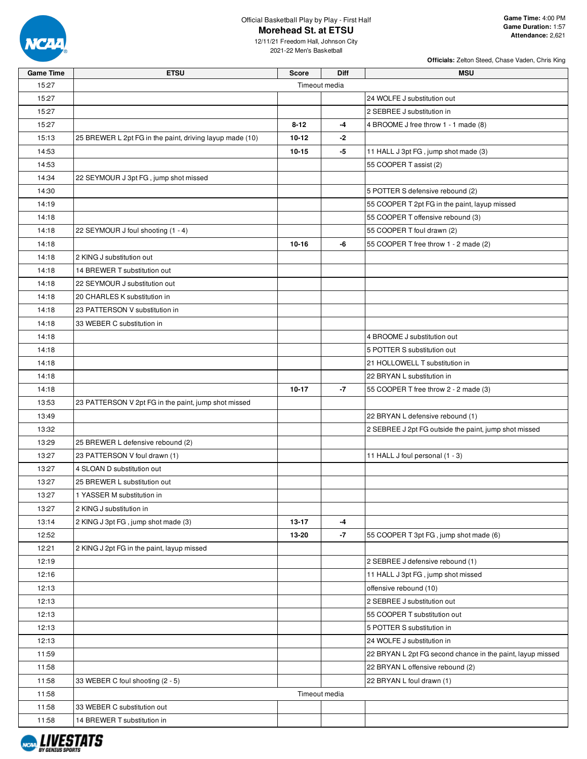Official Basketball Play by Play - First Half

# Morehead St. at ETSU

12/11/21 Freedom Hall, Johnson City
2021-22 Men's Basketball

**Game Time:** 4:00 PM
**Game Duration:** 1:57
**Attendance:** 2,621

**Officials:** Zelton Steed, Chase Vaden, Chris King

| Game Time | ETSU | Score | Diff | MSU |
|---|---|---|---|---|
| 15:27 | Timeout media | | | |
| 15:27 | | | | 24 WOLFE J substitution out |
| 15:27 | | | | 2 SEBREE J substitution in |
| 15:27 | | 8-12 | -4 | 4 BROOME J free throw 1 - 1 made (8) |
| 15:13 | 25 BREWER L 2pt FG in the paint, driving layup made (10) | 10-12 | -2 | |
| 14:53 | | 10-15 | -5 | 11 HALL J 3pt FG , jump shot made (3) |
| 14:53 | | | | 55 COOPER T assist (2) |
| 14:34 | 22 SEYMOUR J 3pt FG , jump shot missed | | | |
| 14:30 | | | | 5 POTTER S defensive rebound (2) |
| 14:19 | | | | 55 COOPER T 2pt FG in the paint, layup missed |
| 14:18 | | | | 55 COOPER T offensive rebound (3) |
| 14:18 | 22 SEYMOUR J foul shooting (1 - 4) | | | 55 COOPER T foul drawn (2) |
| 14:18 | | 10-16 | -6 | 55 COOPER T free throw 1 - 2 made (2) |
| 14:18 | 2 KING J substitution out | | | |
| 14:18 | 14 BREWER T substitution out | | | |
| 14:18 | 22 SEYMOUR J substitution out | | | |
| 14:18 | 20 CHARLES K substitution in | | | |
| 14:18 | 23 PATTERSON V substitution in | | | |
| 14:18 | 33 WEBER C substitution in | | | |
| 14:18 | | | | 4 BROOME J substitution out |
| 14:18 | | | | 5 POTTER S substitution out |
| 14:18 | | | | 21 HOLLOWELL T substitution in |
| 14:18 | | | | 22 BRYAN L substitution in |
| 14:18 | | 10-17 | -7 | 55 COOPER T free throw 2 - 2 made (3) |
| 13:53 | 23 PATTERSON V 2pt FG in the paint, jump shot missed | | | |
| 13:49 | | | | 22 BRYAN L defensive rebound (1) |
| 13:32 | | | | 2 SEBREE J 2pt FG outside the paint, jump shot missed |
| 13:29 | 25 BREWER L defensive rebound (2) | | | |
| 13:27 | 23 PATTERSON V foul drawn (1) | | | 11 HALL J foul personal (1 - 3) |
| 13:27 | 4 SLOAN D substitution out | | | |
| 13:27 | 25 BREWER L substitution out | | | |
| 13:27 | 1 YASSER M substitution in | | | |
| 13:27 | 2 KING J substitution in | | | |
| 13:14 | 2 KING J 3pt FG , jump shot made (3) | 13-17 | -4 | |
| 12:52 | | 13-20 | -7 | 55 COOPER T 3pt FG , jump shot made (6) |
| 12:21 | 2 KING J 2pt FG in the paint, layup missed | | | |
| 12:19 | | | | 2 SEBREE J defensive rebound (1) |
| 12:16 | | | | 11 HALL J 3pt FG , jump shot missed |
| 12:13 | | | | offensive rebound (10) |
| 12:13 | | | | 2 SEBREE J substitution out |
| 12:13 | | | | 55 COOPER T substitution out |
| 12:13 | | | | 5 POTTER S substitution in |
| 12:13 | | | | 24 WOLFE J substitution in |
| 11:59 | | | | 22 BRYAN L 2pt FG second chance in the paint, layup missed |
| 11:58 | | | | 22 BRYAN L offensive rebound (2) |
| 11:58 | 33 WEBER C foul shooting (2 - 5) | | | 22 BRYAN L foul drawn (1) |
| 11:58 | Timeout media | | | |
| 11:58 | 33 WEBER C substitution out | | | |
| 11:58 | 14 BREWER T substitution in | | | |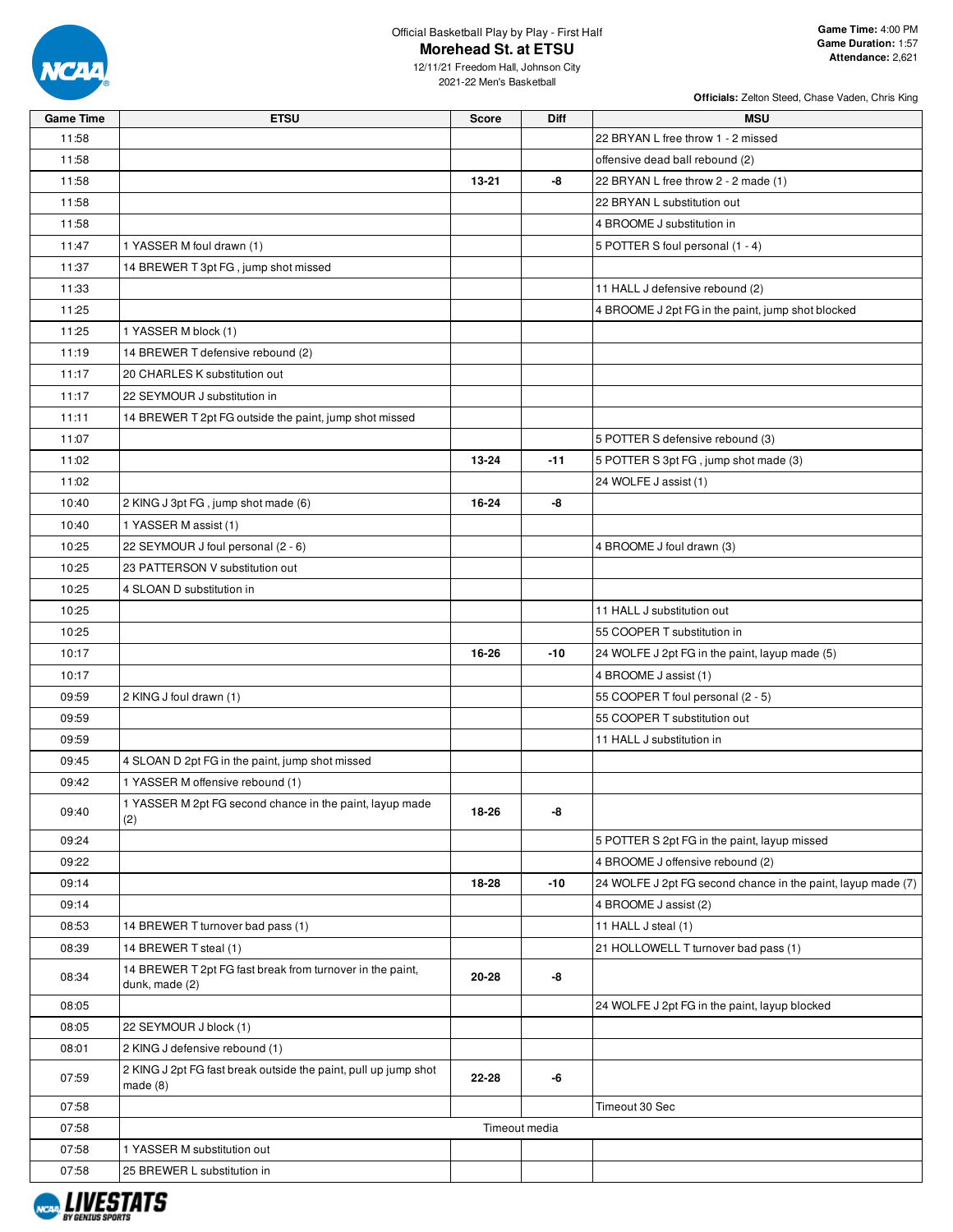Official Basketball Play by Play - First Half

# Morehead St. at ETSU

12/11/21 Freedom Hall, Johnson City
2021-22 Men's Basketball

**Game Time:** 4:00 PM
**Game Duration:** 1:57
**Attendance:** 2,621

**Officials:** Zelton Steed, Chase Vaden, Chris King

| Game Time | ETSU | Score | Diff | MSU |
|---|---|---|---|---|
| 11:58 | | | | 22 BRYAN L free throw 1 - 2 missed |
| 11:58 | | | | offensive dead ball rebound (2) |
| 11:58 | | 13-21 | -8 | 22 BRYAN L free throw 2 - 2 made (1) |
| 11:58 | | | | 22 BRYAN L substitution out |
| 11:58 | | | | 4 BROOME J substitution in |
| 11:47 | 1 YASSER M foul drawn (1) | | | 5 POTTER S foul personal (1 - 4) |
| 11:37 | 14 BREWER T 3pt FG , jump shot missed | | | |
| 11:33 | | | | 11 HALL J defensive rebound (2) |
| 11:25 | | | | 4 BROOME J 2pt FG in the paint, jump shot blocked |
| 11:25 | 1 YASSER M block (1) | | | |
| 11:19 | 14 BREWER T defensive rebound (2) | | | |
| 11:17 | 20 CHARLES K substitution out | | | |
| 11:17 | 22 SEYMOUR J substitution in | | | |
| 11:11 | 14 BREWER T 2pt FG outside the paint, jump shot missed | | | |
| 11:07 | | | | 5 POTTER S defensive rebound (3) |
| 11:02 | | 13-24 | -11 | 5 POTTER S 3pt FG , jump shot made (3) |
| 11:02 | | | | 24 WOLFE J assist (1) |
| 10:40 | 2 KING J 3pt FG , jump shot made (6) | 16-24 | -8 | |
| 10:40 | 1 YASSER M assist (1) | | | |
| 10:25 | 22 SEYMOUR J foul personal (2 - 6) | | | 4 BROOME J foul drawn (3) |
| 10:25 | 23 PATTERSON V substitution out | | | |
| 10:25 | 4 SLOAN D substitution in | | | |
| 10:25 | | | | 11 HALL J substitution out |
| 10:25 | | | | 55 COOPER T substitution in |
| 10:17 | | 16-26 | -10 | 24 WOLFE J 2pt FG in the paint, layup made (5) |
| 10:17 | | | | 4 BROOME J assist (1) |
| 09:59 | 2 KING J foul drawn (1) | | | 55 COOPER T foul personal (2 - 5) |
| 09:59 | | | | 55 COOPER T substitution out |
| 09:59 | | | | 11 HALL J substitution in |
| 09:45 | 4 SLOAN D 2pt FG in the paint, jump shot missed | | | |
| 09:42 | 1 YASSER M offensive rebound (1) | | | |
| 09:40 | 1 YASSER M 2pt FG second chance in the paint, layup made (2) | 18-26 | -8 | |
| 09:24 | | | | 5 POTTER S 2pt FG in the paint, layup missed |
| 09:22 | | | | 4 BROOME J offensive rebound (2) |
| 09:14 | | 18-28 | -10 | 24 WOLFE J 2pt FG second chance in the paint, layup made (7) |
| 09:14 | | | | 4 BROOME J assist (2) |
| 08:53 | 14 BREWER T turnover bad pass (1) | | | 11 HALL J steal (1) |
| 08:39 | 14 BREWER T steal (1) | | | 21 HOLLOWELL T turnover bad pass (1) |
| 08:34 | 14 BREWER T 2pt FG fast break from turnover in the paint, dunk, made (2) | 20-28 | -8 | |
| 08:05 | | | | 24 WOLFE J 2pt FG in the paint, layup blocked |
| 08:05 | 22 SEYMOUR J block (1) | | | |
| 08:01 | 2 KING J defensive rebound (1) | | | |
| 07:59 | 2 KING J 2pt FG fast break outside the paint, pull up jump shot made (8) | 22-28 | -6 | |
| 07:58 | | | | Timeout 30 Sec |
| 07:58 | Timeout media | | | |
| 07:58 | 1 YASSER M substitution out | | | |
| 07:58 | 25 BREWER L substitution in | | | |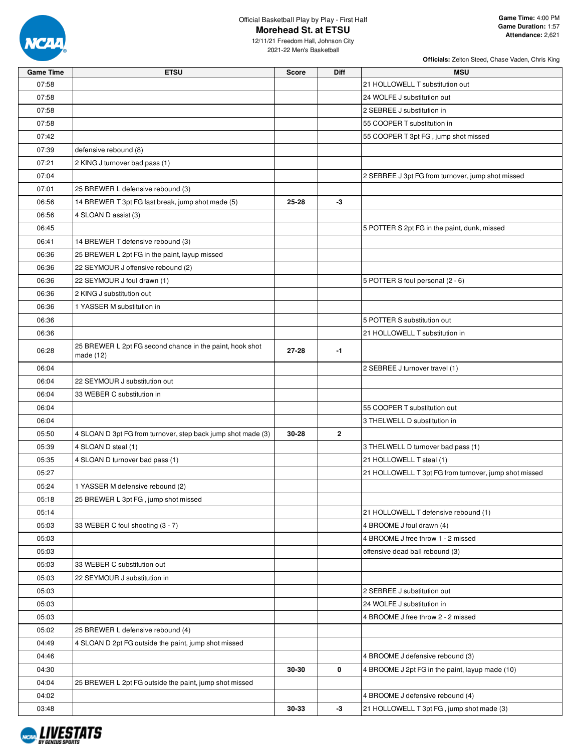Official Basketball Play by Play - First Half

# Morehead St. at ETSU

12/11/21 Freedom Hall, Johnson City

2021-22 Men's Basketball

**Game Time:** 4:00 PM
**Game Duration:** 1:57
**Attendance:** 2,621

**Officials:** Zelton Steed, Chase Vaden, Chris King

| Game Time | ETSU | Score | Diff | MSU |
|---|---|---|---|---|
| 07:58 | | | | 21 HOLLOWELL T substitution out |
| 07:58 | | | | 24 WOLFE J substitution out |
| 07:58 | | | | 2 SEBREE J substitution in |
| 07:58 | | | | 55 COOPER T substitution in |
| 07:42 | | | | 55 COOPER T 3pt FG , jump shot missed |
| 07:39 | defensive rebound (8) | | | |
| 07:21 | 2 KING J turnover bad pass (1) | | | |
| 07:04 | | | | 2 SEBREE J 3pt FG from turnover, jump shot missed |
| 07:01 | 25 BREWER L defensive rebound (3) | | | |
| 06:56 | 14 BREWER T 3pt FG fast break, jump shot made (5) | 25-28 | -3 | |
| 06:56 | 4 SLOAN D assist (3) | | | |
| 06:45 | | | | 5 POTTER S 2pt FG in the paint, dunk, missed |
| 06:41 | 14 BREWER T defensive rebound (3) | | | |
| 06:36 | 25 BREWER L 2pt FG in the paint, layup missed | | | |
| 06:36 | 22 SEYMOUR J offensive rebound (2) | | | |
| 06:36 | 22 SEYMOUR J foul drawn (1) | | | 5 POTTER S foul personal (2 - 6) |
| 06:36 | 2 KING J substitution out | | | |
| 06:36 | 1 YASSER M substitution in | | | |
| 06:36 | | | | 5 POTTER S substitution out |
| 06:36 | | | | 21 HOLLOWELL T substitution in |
| 06:28 | 25 BREWER L 2pt FG second chance in the paint, hook shot made (12) | 27-28 | -1 | |
| 06:04 | | | | 2 SEBREE J turnover travel (1) |
| 06:04 | 22 SEYMOUR J substitution out | | | |
| 06:04 | 33 WEBER C substitution in | | | |
| 06:04 | | | | 55 COOPER T substitution out |
| 06:04 | | | | 3 THELWELL D substitution in |
| 05:50 | 4 SLOAN D 3pt FG from turnover, step back jump shot made (3) | 30-28 | 2 | |
| 05:39 | 4 SLOAN D steal (1) | | | 3 THELWELL D turnover bad pass (1) |
| 05:35 | 4 SLOAN D turnover bad pass (1) | | | 21 HOLLOWELL T steal (1) |
| 05:27 | | | | 21 HOLLOWELL T 3pt FG from turnover, jump shot missed |
| 05:24 | 1 YASSER M defensive rebound (2) | | | |
| 05:18 | 25 BREWER L 3pt FG , jump shot missed | | | |
| 05:14 | | | | 21 HOLLOWELL T defensive rebound (1) |
| 05:03 | 33 WEBER C foul shooting (3 - 7) | | | 4 BROOME J foul drawn (4) |
| 05:03 | | | | 4 BROOME J free throw 1 - 2 missed |
| 05:03 | | | | offensive dead ball rebound (3) |
| 05:03 | 33 WEBER C substitution out | | | |
| 05:03 | 22 SEYMOUR J substitution in | | | |
| 05:03 | | | | 2 SEBREE J substitution out |
| 05:03 | | | | 24 WOLFE J substitution in |
| 05:03 | | | | 4 BROOME J free throw 2 - 2 missed |
| 05:02 | 25 BREWER L defensive rebound (4) | | | |
| 04:49 | 4 SLOAN D 2pt FG outside the paint, jump shot missed | | | |
| 04:46 | | | | 4 BROOME J defensive rebound (3) |
| 04:30 | | 30-30 | 0 | 4 BROOME J 2pt FG in the paint, layup made (10) |
| 04:04 | 25 BREWER L 2pt FG outside the paint, jump shot missed | | | |
| 04:02 | | | | 4 BROOME J defensive rebound (4) |
| 03:48 | | 30-33 | -3 | 21 HOLLOWELL T 3pt FG , jump shot made (3) |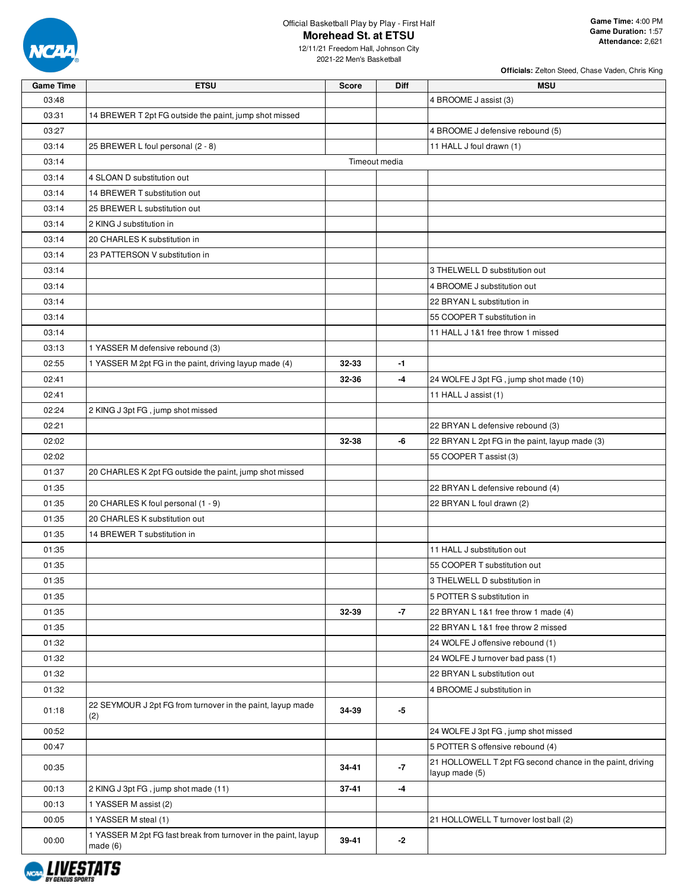Official Basketball Play by Play - First Half

# Morehead St. at ETSU

12/11/21 Freedom Hall, Johnson City
2021-22 Men's Basketball

**Game Time:** 4:00 PM
**Game Duration:** 1:57
**Attendance:** 2,621

**Officials:** Zelton Steed, Chase Vaden, Chris King

| Game Time | ETSU | Score | Diff | MSU |
|---|---|---|---|---|
| 03:48 | | | | 4 BROOME J assist (3) |
| 03:31 | 14 BREWER T 2pt FG outside the paint, jump shot missed | | | |
| 03:27 | | | | 4 BROOME J defensive rebound (5) |
| 03:14 | 25 BREWER L foul personal (2 - 8) | | | 11 HALL J foul drawn (1) |
| 03:14 | Timeout media | | | |
| 03:14 | 4 SLOAN D substitution out | | | |
| 03:14 | 14 BREWER T substitution out | | | |
| 03:14 | 25 BREWER L substitution out | | | |
| 03:14 | 2 KING J substitution in | | | |
| 03:14 | 20 CHARLES K substitution in | | | |
| 03:14 | 23 PATTERSON V substitution in | | | |
| 03:14 | | | | 3 THELWELL D substitution out |
| 03:14 | | | | 4 BROOME J substitution out |
| 03:14 | | | | 22 BRYAN L substitution in |
| 03:14 | | | | 55 COOPER T substitution in |
| 03:14 | | | | 11 HALL J 1&1 free throw 1 missed |
| 03:13 | 1 YASSER M defensive rebound (3) | | | |
| 02:55 | 1 YASSER M 2pt FG in the paint, driving layup made (4) | 32-33 | -1 | |
| 02:41 | | 32-36 | -4 | 24 WOLFE J 3pt FG , jump shot made (10) |
| 02:41 | | | | 11 HALL J assist (1) |
| 02:24 | 2 KING J 3pt FG , jump shot missed | | | |
| 02:21 | | | | 22 BRYAN L defensive rebound (3) |
| 02:02 | | 32-38 | -6 | 22 BRYAN L 2pt FG in the paint, layup made (3) |
| 02:02 | | | | 55 COOPER T assist (3) |
| 01:37 | 20 CHARLES K 2pt FG outside the paint, jump shot missed | | | |
| 01:35 | | | | 22 BRYAN L defensive rebound (4) |
| 01:35 | 20 CHARLES K foul personal (1 - 9) | | | 22 BRYAN L foul drawn (2) |
| 01:35 | 20 CHARLES K substitution out | | | |
| 01:35 | 14 BREWER T substitution in | | | |
| 01:35 | | | | 11 HALL J substitution out |
| 01:35 | | | | 55 COOPER T substitution out |
| 01:35 | | | | 3 THELWELL D substitution in |
| 01:35 | | | | 5 POTTER S substitution in |
| 01:35 | | 32-39 | -7 | 22 BRYAN L 1&1 free throw 1 made (4) |
| 01:35 | | | | 22 BRYAN L 1&1 free throw 2 missed |
| 01:32 | | | | 24 WOLFE J offensive rebound (1) |
| 01:32 | | | | 24 WOLFE J turnover bad pass (1) |
| 01:32 | | | | 22 BRYAN L substitution out |
| 01:32 | | | | 4 BROOME J substitution in |
| 01:18 | 22 SEYMOUR J 2pt FG from turnover in the paint, layup made (2) | 34-39 | -5 | |
| 00:52 | | | | 24 WOLFE J 3pt FG , jump shot missed |
| 00:47 | | | | 5 POTTER S offensive rebound (4) |
| 00:35 | | 34-41 | -7 | 21 HOLLOWELL T 2pt FG second chance in the paint, driving layup made (5) |
| 00:13 | 2 KING J 3pt FG , jump shot made (11) | 37-41 | -4 | |
| 00:13 | 1 YASSER M assist (2) | | | |
| 00:05 | 1 YASSER M steal (1) | | | 21 HOLLOWELL T turnover lost ball (2) |
| 00:00 | 1 YASSER M 2pt FG fast break from turnover in the paint, layup made (6) | 39-41 | -2 | |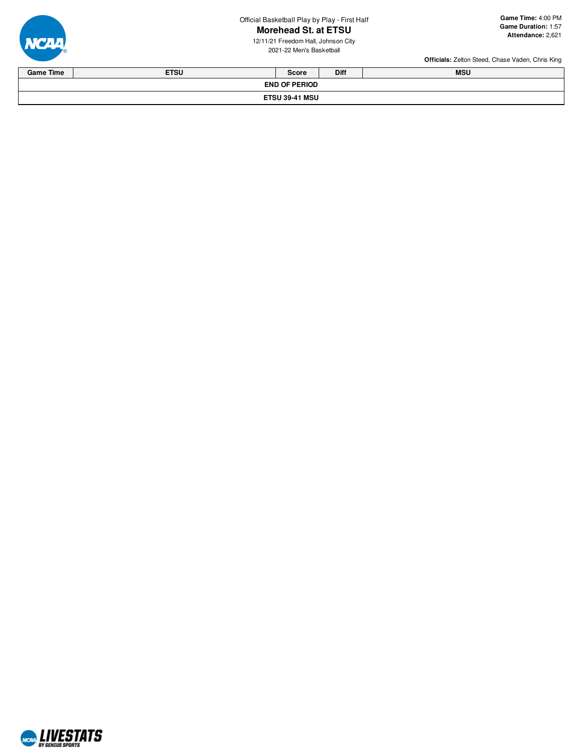Official Basketball Play by Play - First Half

# Morehead St. at ETSU

12/11/21 Freedom Hall, Johnson City

2021-22 Men's Basketball

**Game Time:** 4:00 PM
**Game Duration:** 1:57
**Attendance:** 2,621

**Officials:** Zelton Steed, Chase Vaden, Chris King

| Game Time | ETSU | Score | Diff | MSU |
| --- | --- | --- | --- | --- |
| | | **END OF PERIOD** | | |
| | | **ETSU 39-41 MSU** | | |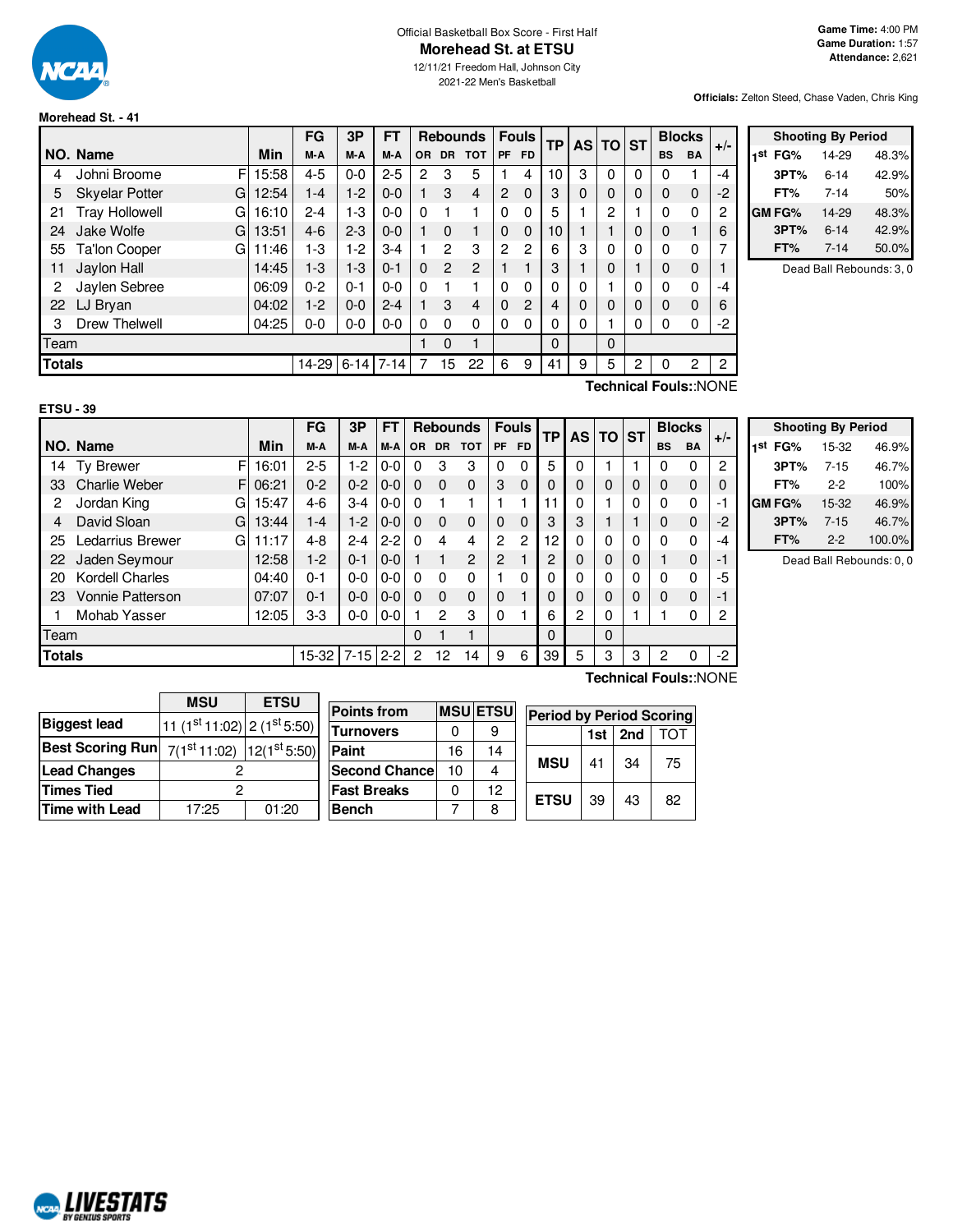Official Basketball Box Score - First Half

# Morehead St. at ETSU

12/11/21 Freedom Hall, Johnson City

2021-22 Men's Basketball

**Game Time:** 4:00 PM
**Game Duration:** 1:57
**Attendance:** 2,621

**Officials:** Zelton Steed, Chase Vaden, Chris King

## Morehead St. - 41

| NO. | Name | | Min | FG M-A | 3P M-A | FT M-A | OR | DR | TOT | PF | FD | TP | AS | TO | ST | BS | BA | +/- |
|---|---|---|---|---|---|---|---|---|---|---|---|---|---|---|---|---|---|---|
| 4 | Johni Broome | F | 15:58 | 4-5 | 0-0 | 2-5 | 2 | 3 | 5 | 1 | 4 | 10 | 3 | 0 | 0 | 0 | 1 | -4 |
| 5 | Skyelar Potter | G | 12:54 | 1-4 | 1-2 | 0-0 | 1 | 3 | 4 | 2 | 0 | 3 | 0 | 0 | 0 | 0 | 0 | -2 |
| 21 | Tray Hollowell | G | 16:10 | 2-4 | 1-3 | 0-0 | 0 | 1 | 1 | 0 | 0 | 5 | 1 | 2 | 1 | 0 | 0 | 2 |
| 24 | Jake Wolfe | G | 13:51 | 4-6 | 2-3 | 0-0 | 1 | 0 | 1 | 0 | 0 | 10 | 1 | 1 | 0 | 0 | 1 | 6 |
| 55 | Ta'lon Cooper | G | 11:46 | 1-3 | 1-2 | 3-4 | 1 | 2 | 3 | 2 | 2 | 6 | 3 | 0 | 0 | 0 | 0 | 7 |
| 11 | Jaylon Hall | | 14:45 | 1-3 | 1-3 | 0-1 | 0 | 2 | 2 | 1 | 1 | 3 | 1 | 0 | 1 | 0 | 0 | 1 |
| 2 | Jaylen Sebree | | 06:09 | 0-2 | 0-1 | 0-0 | 0 | 1 | 1 | 0 | 0 | 0 | 0 | 1 | 0 | 0 | 0 | -4 |
| 22 | LJ Bryan | | 04:02 | 1-2 | 0-0 | 2-4 | 1 | 3 | 4 | 0 | 2 | 4 | 0 | 0 | 0 | 0 | 0 | 6 |
| 3 | Drew Thelwell | | 04:25 | 0-0 | 0-0 | 0-0 | 0 | 0 | 0 | 0 | 0 | 0 | 0 | 1 | 0 | 0 | 0 | -2 |
| | Team | | | | | | 1 | 0 | 1 | | | 0 | | 0 | | | | |
| | **Totals** | | | 14-29 | 6-14 | 7-14 | 7 | 15 | 22 | 6 | 9 | 41 | 9 | 5 | 2 | 0 | 2 | 2 |

Technical Fouls::NONE

| Shooting By Period | | |
|---|---|---|
| 1st FG% | 14-29 | 48.3% |
| 3PT% | 6-14 | 42.9% |
| FT% | 7-14 | 50% |
| GM FG% | 14-29 | 48.3% |
| 3PT% | 6-14 | 42.9% |
| FT% | 7-14 | 50.0% |

Dead Ball Rebounds: 3, 0

## ETSU - 39

| NO. | Name | | Min | FG M-A | 3P M-A | FT M-A | OR | DR | TOT | PF | FD | TP | AS | TO | ST | BS | BA | +/- |
|---|---|---|---|---|---|---|---|---|---|---|---|---|---|---|---|---|---|---|
| 14 | Ty Brewer | F | 16:01 | 2-5 | 1-2 | 0-0 | 0 | 3 | 3 | 0 | 0 | 5 | 0 | 1 | 1 | 0 | 0 | 2 |
| 33 | Charlie Weber | F | 06:21 | 0-2 | 0-2 | 0-0 | 0 | 0 | 0 | 3 | 0 | 0 | 0 | 0 | 0 | 0 | 0 | 0 |
| 2 | Jordan King | G | 15:47 | 4-6 | 3-4 | 0-0 | 0 | 1 | 1 | 1 | 1 | 11 | 0 | 1 | 0 | 0 | 0 | -1 |
| 4 | David Sloan | G | 13:44 | 1-4 | 1-2 | 0-0 | 0 | 0 | 0 | 0 | 0 | 3 | 3 | 1 | 1 | 0 | 0 | -2 |
| 25 | Ledarrius Brewer | G | 11:17 | 4-8 | 2-4 | 2-2 | 0 | 4 | 4 | 2 | 2 | 12 | 0 | 0 | 0 | 0 | 0 | -4 |
| 22 | Jaden Seymour | | 12:58 | 1-2 | 0-1 | 0-0 | 1 | 1 | 2 | 2 | 1 | 2 | 0 | 0 | 0 | 1 | 0 | -1 |
| 20 | Kordell Charles | | 04:40 | 0-1 | 0-0 | 0-0 | 0 | 0 | 0 | 1 | 0 | 0 | 0 | 0 | 0 | 0 | 0 | -5 |
| 23 | Vonnie Patterson | | 07:07 | 0-1 | 0-0 | 0-0 | 0 | 0 | 0 | 0 | 1 | 0 | 0 | 0 | 0 | 0 | 0 | -1 |
| 1 | Mohab Yasser | | 12:05 | 3-3 | 0-0 | 0-0 | 1 | 2 | 3 | 0 | 1 | 6 | 2 | 0 | 1 | 1 | 0 | 2 |
| | Team | | | | | | 0 | 1 | 1 | | | 0 | | 0 | | | | |
| | **Totals** | | | 15-32 | 7-15 | 2-2 | 2 | 12 | 14 | 9 | 6 | 39 | 5 | 3 | 3 | 2 | 0 | -2 |

Technical Fouls::NONE

| Shooting By Period | | |
|---|---|---|
| 1st FG% | 15-32 | 46.9% |
| 3PT% | 7-15 | 46.7% |
| FT% | 2-2 | 100% |
| GM FG% | 15-32 | 46.9% |
| 3PT% | 7-15 | 46.7% |
| FT% | 2-2 | 100.0% |

Dead Ball Rebounds: 0, 0

| | MSU | ETSU |
|---|---|---|
| Biggest lead | 11 (1st 11:02) | 2 (1st 5:50) |
| Best Scoring Run | 7(1st 11:02) | 12(1st 5:50) |
| Lead Changes | 2 | |
| Times Tied | 2 | |
| Time with Lead | 17:25 | 01:20 |

| Points from | MSU | ETSU |
|---|---|---|
| Turnovers | 0 | 9 |
| Paint | 16 | 14 |
| Second Chance | 10 | 4 |
| Fast Breaks | 0 | 12 |
| Bench | 7 | 8 |

| Period by Period Scoring | 1st | 2nd | TOT |
|---|---|---|---|
| MSU | 41 | 34 | 75 |
| ETSU | 39 | 43 | 82 |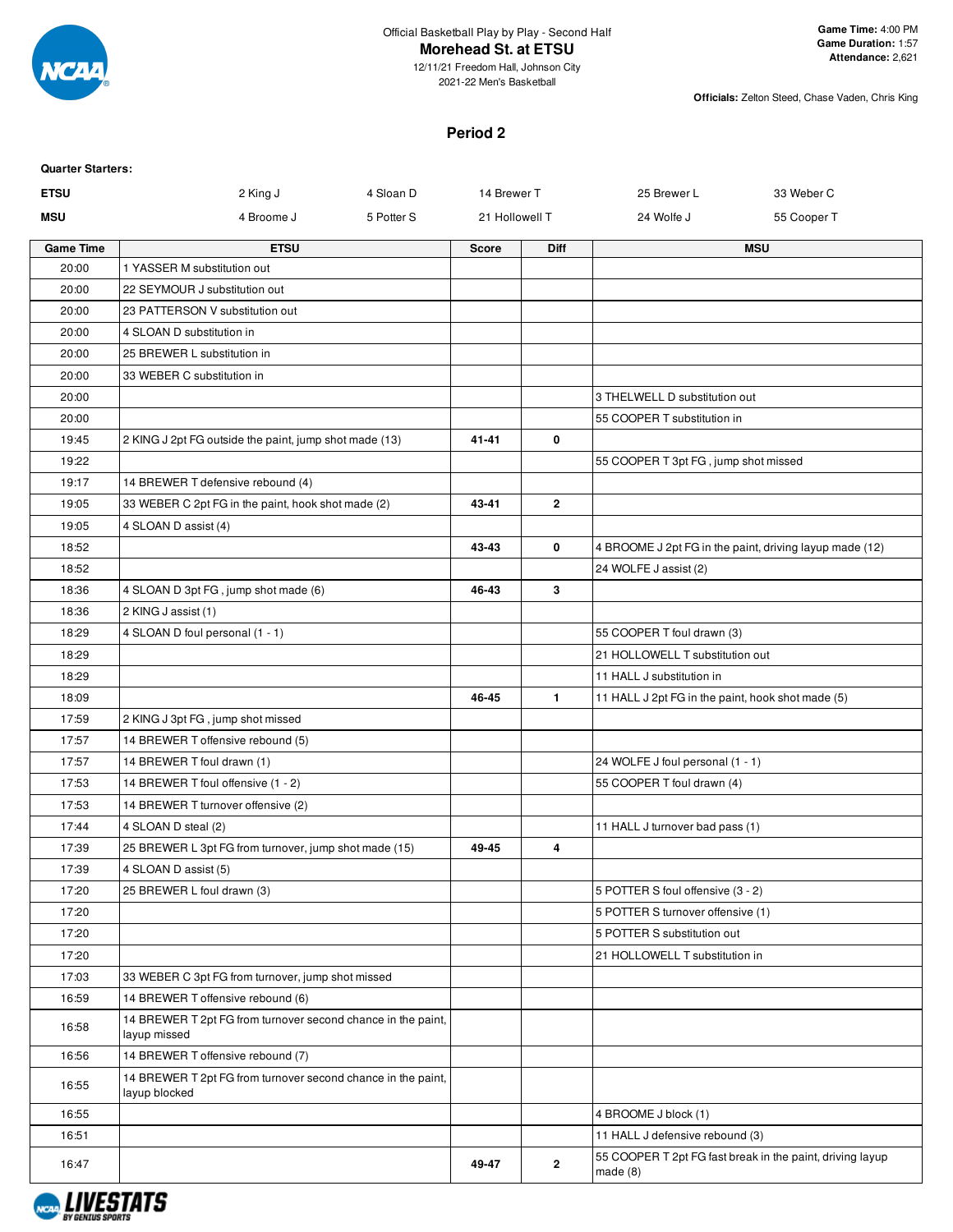Official Basketball Play by Play - Second Half

# Morehead St. at ETSU

12/11/21 Freedom Hall, Johnson City
2021-22 Men's Basketball

**Game Time:** 4:00 PM
**Game Duration:** 1:57
**Attendance:** 2,621

**Officials:** Zelton Steed, Chase Vaden, Chris King

## Period 2

**Quarter Starters:**

| | | | | | |
|---|---|---|---|---|---|
| **ETSU** | 2 King J | 4 Sloan D | 14 Brewer T | 25 Brewer L | 33 Weber C |
| **MSU** | 4 Broome J | 5 Potter S | 21 Hollowell T | 24 Wolfe J | 55 Cooper T |

| Game Time | ETSU | Score | Diff | MSU |
|---|---|---|---|---|
| 20:00 | 1 YASSER M substitution out | | | |
| 20:00 | 22 SEYMOUR J substitution out | | | |
| 20:00 | 23 PATTERSON V substitution out | | | |
| 20:00 | 4 SLOAN D substitution in | | | |
| 20:00 | 25 BREWER L substitution in | | | |
| 20:00 | 33 WEBER C substitution in | | | |
| 20:00 | | | | 3 THELWELL D substitution out |
| 20:00 | | | | 55 COOPER T substitution in |
| 19:45 | 2 KING J 2pt FG outside the paint, jump shot made (13) | 41-41 | 0 | |
| 19:22 | | | | 55 COOPER T 3pt FG , jump shot missed |
| 19:17 | 14 BREWER T defensive rebound (4) | | | |
| 19:05 | 33 WEBER C 2pt FG in the paint, hook shot made (2) | 43-41 | 2 | |
| 19:05 | 4 SLOAN D assist (4) | | | |
| 18:52 | | 43-43 | 0 | 4 BROOME J 2pt FG in the paint, driving layup made (12) |
| 18:52 | | | | 24 WOLFE J assist (2) |
| 18:36 | 4 SLOAN D 3pt FG , jump shot made (6) | 46-43 | 3 | |
| 18:36 | 2 KING J assist (1) | | | |
| 18:29 | 4 SLOAN D foul personal (1 - 1) | | | 55 COOPER T foul drawn (3) |
| 18:29 | | | | 21 HOLLOWELL T substitution out |
| 18:29 | | | | 11 HALL J substitution in |
| 18:09 | | 46-45 | 1 | 11 HALL J 2pt FG in the paint, hook shot made (5) |
| 17:59 | 2 KING J 3pt FG , jump shot missed | | | |
| 17:57 | 14 BREWER T offensive rebound (5) | | | |
| 17:57 | 14 BREWER T foul drawn (1) | | | 24 WOLFE J foul personal (1 - 1) |
| 17:53 | 14 BREWER T foul offensive (1 - 2) | | | 55 COOPER T foul drawn (4) |
| 17:53 | 14 BREWER T turnover offensive (2) | | | |
| 17:44 | 4 SLOAN D steal (2) | | | 11 HALL J turnover bad pass (1) |
| 17:39 | 25 BREWER L 3pt FG from turnover, jump shot made (15) | 49-45 | 4 | |
| 17:39 | 4 SLOAN D assist (5) | | | |
| 17:20 | 25 BREWER L foul drawn (3) | | | 5 POTTER S foul offensive (3 - 2) |
| 17:20 | | | | 5 POTTER S turnover offensive (1) |
| 17:20 | | | | 5 POTTER S substitution out |
| 17:20 | | | | 21 HOLLOWELL T substitution in |
| 17:03 | 33 WEBER C 3pt FG from turnover, jump shot missed | | | |
| 16:59 | 14 BREWER T offensive rebound (6) | | | |
| 16:58 | 14 BREWER T 2pt FG from turnover second chance in the paint, layup missed | | | |
| 16:56 | 14 BREWER T offensive rebound (7) | | | |
| 16:55 | 14 BREWER T 2pt FG from turnover second chance in the paint, layup blocked | | | |
| 16:55 | | | | 4 BROOME J block (1) |
| 16:51 | | | | 11 HALL J defensive rebound (3) |
| 16:47 | | 49-47 | 2 | 55 COOPER T 2pt FG fast break in the paint, driving layup made (8) |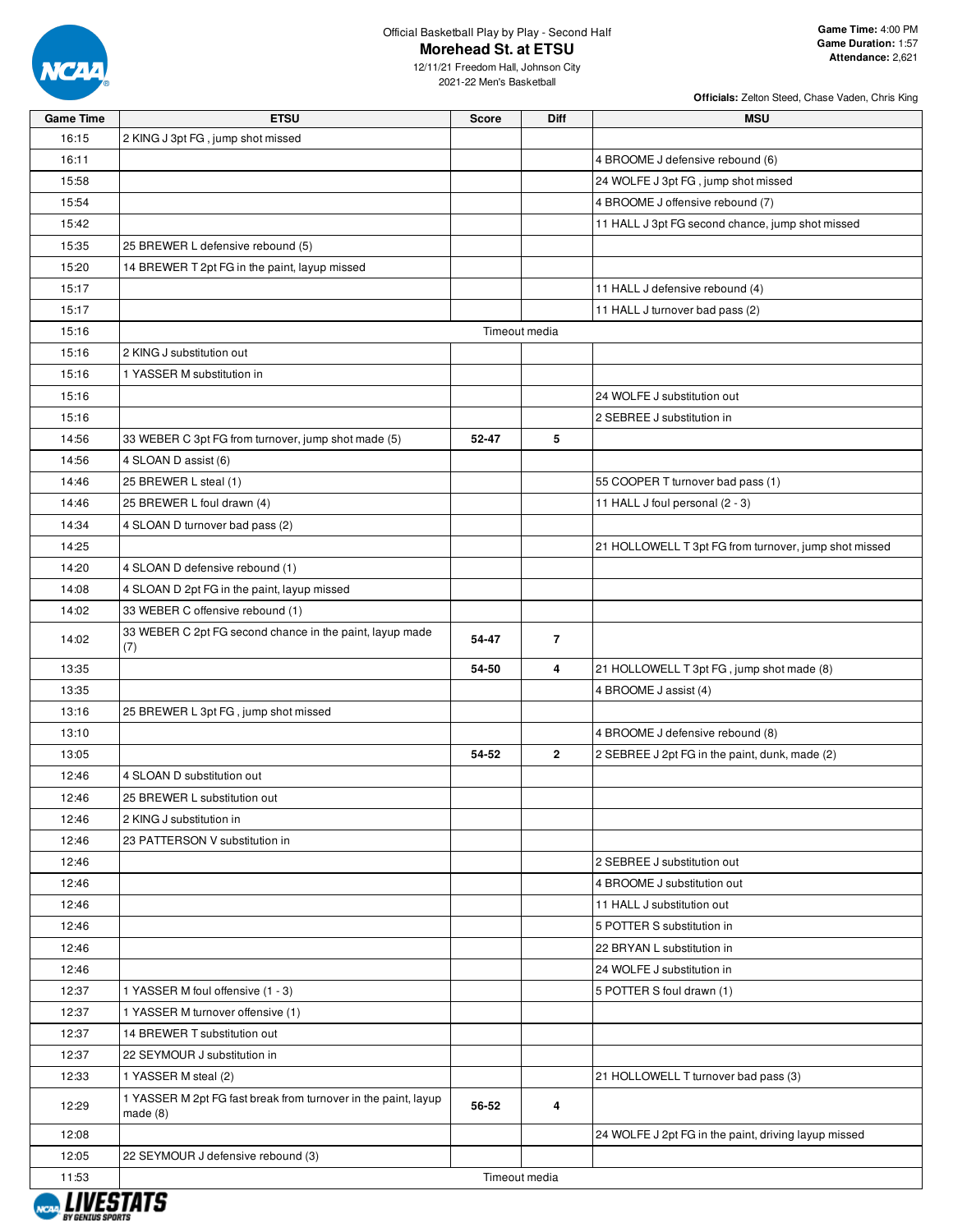Official Basketball Play by Play - Second Half

# Morehead St. at ETSU

12/11/21 Freedom Hall, Johnson City
2021-22 Men's Basketball

**Game Time:** 4:00 PM
**Game Duration:** 1:57
**Attendance:** 2,621

**Officials:** Zelton Steed, Chase Vaden, Chris King

| Game Time | ETSU | Score | Diff | MSU |
|---|---|---|---|---|
| 16:15 | 2 KING J 3pt FG , jump shot missed | | | |
| 16:11 | | | | 4 BROOME J defensive rebound (6) |
| 15:58 | | | | 24 WOLFE J 3pt FG , jump shot missed |
| 15:54 | | | | 4 BROOME J offensive rebound (7) |
| 15:42 | | | | 11 HALL J 3pt FG second chance, jump shot missed |
| 15:35 | 25 BREWER L defensive rebound (5) | | | |
| 15:20 | 14 BREWER T 2pt FG in the paint, layup missed | | | |
| 15:17 | | | | 11 HALL J defensive rebound (4) |
| 15:17 | | | | 11 HALL J turnover bad pass (2) |
| 15:16 | Timeout media | | | |
| 15:16 | 2 KING J substitution out | | | |
| 15:16 | 1 YASSER M substitution in | | | |
| 15:16 | | | | 24 WOLFE J substitution out |
| 15:16 | | | | 2 SEBREE J substitution in |
| 14:56 | 33 WEBER C 3pt FG from turnover, jump shot made (5) | 52-47 | 5 | |
| 14:56 | 4 SLOAN D assist (6) | | | |
| 14:46 | 25 BREWER L steal (1) | | | 55 COOPER T turnover bad pass (1) |
| 14:46 | 25 BREWER L foul drawn (4) | | | 11 HALL J foul personal (2 - 3) |
| 14:34 | 4 SLOAN D turnover bad pass (2) | | | |
| 14:25 | | | | 21 HOLLOWELL T 3pt FG from turnover, jump shot missed |
| 14:20 | 4 SLOAN D defensive rebound (1) | | | |
| 14:08 | 4 SLOAN D 2pt FG in the paint, layup missed | | | |
| 14:02 | 33 WEBER C offensive rebound (1) | | | |
| 14:02 | 33 WEBER C 2pt FG second chance in the paint, layup made (7) | 54-47 | 7 | |
| 13:35 | | 54-50 | 4 | 21 HOLLOWELL T 3pt FG , jump shot made (8) |
| 13:35 | | | | 4 BROOME J assist (4) |
| 13:16 | 25 BREWER L 3pt FG , jump shot missed | | | |
| 13:10 | | | | 4 BROOME J defensive rebound (8) |
| 13:05 | | 54-52 | 2 | 2 SEBREE J 2pt FG in the paint, dunk, made (2) |
| 12:46 | 4 SLOAN D substitution out | | | |
| 12:46 | 25 BREWER L substitution out | | | |
| 12:46 | 2 KING J substitution in | | | |
| 12:46 | 23 PATTERSON V substitution in | | | |
| 12:46 | | | | 2 SEBREE J substitution out |
| 12:46 | | | | 4 BROOME J substitution out |
| 12:46 | | | | 11 HALL J substitution out |
| 12:46 | | | | 5 POTTER S substitution in |
| 12:46 | | | | 22 BRYAN L substitution in |
| 12:46 | | | | 24 WOLFE J substitution in |
| 12:37 | 1 YASSER M foul offensive (1 - 3) | | | 5 POTTER S foul drawn (1) |
| 12:37 | 1 YASSER M turnover offensive (1) | | | |
| 12:37 | 14 BREWER T substitution out | | | |
| 12:37 | 22 SEYMOUR J substitution in | | | |
| 12:33 | 1 YASSER M steal (2) | | | 21 HOLLOWELL T turnover bad pass (3) |
| 12:29 | 1 YASSER M 2pt FG fast break from turnover in the paint, layup made (8) | 56-52 | 4 | |
| 12:08 | | | | 24 WOLFE J 2pt FG in the paint, driving layup missed |
| 12:05 | 22 SEYMOUR J defensive rebound (3) | | | |
| 11:53 | Timeout media | | | |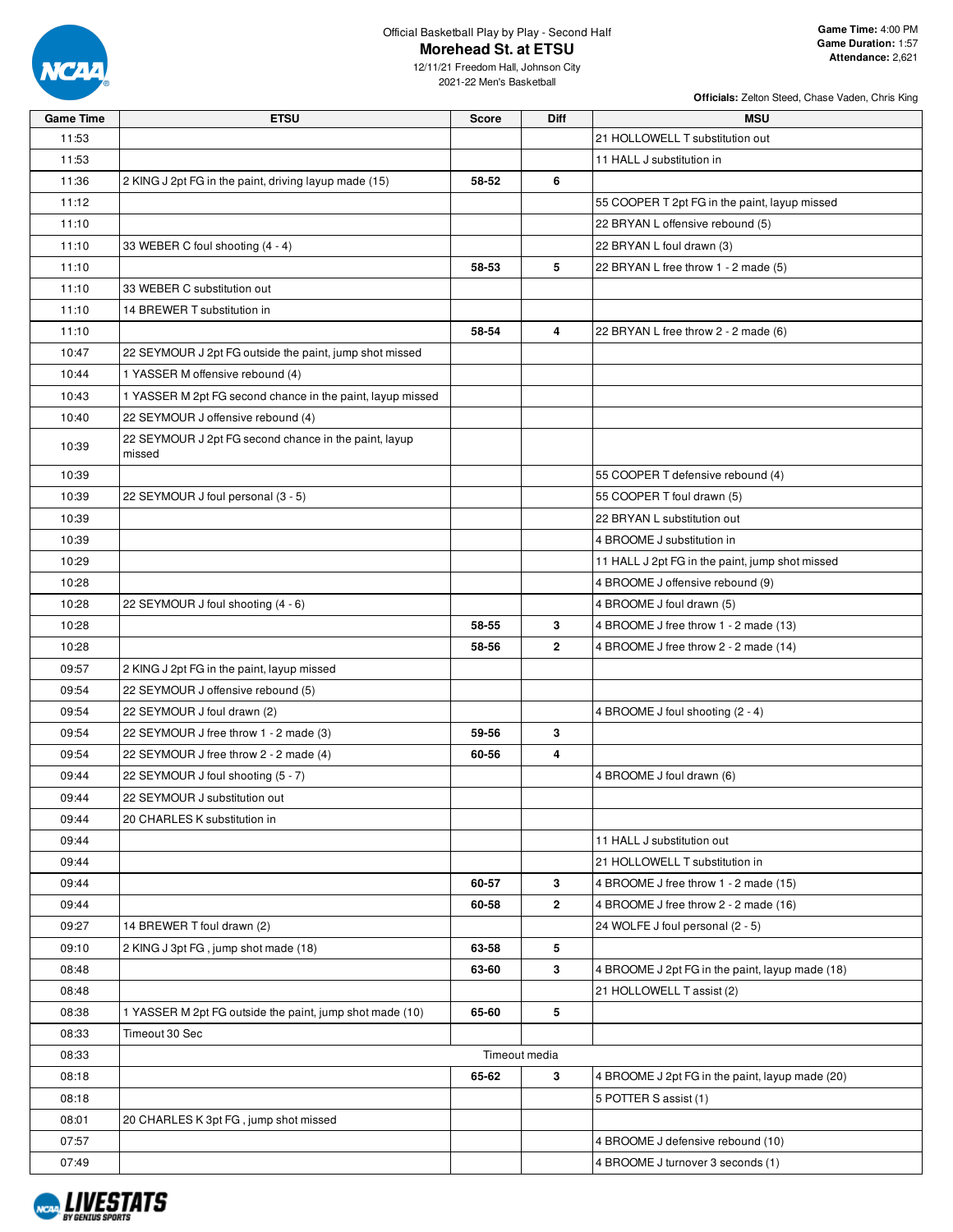Official Basketball Play by Play - Second Half

# Morehead St. at ETSU

12/11/21 Freedom Hall, Johnson City
2021-22 Men's Basketball

**Game Time:** 4:00 PM
**Game Duration:** 1:57
**Attendance:** 2,621

**Officials:** Zelton Steed, Chase Vaden, Chris King

| Game Time | ETSU | Score | Diff | MSU |
|---|---|---|---|---|
| 11:53 | | | | 21 HOLLOWELL T substitution out |
| 11:53 | | | | 11 HALL J substitution in |
| 11:36 | 2 KING J 2pt FG in the paint, driving layup made (15) | 58-52 | 6 | |
| 11:12 | | | | 55 COOPER T 2pt FG in the paint, layup missed |
| 11:10 | | | | 22 BRYAN L offensive rebound (5) |
| 11:10 | 33 WEBER C foul shooting (4 - 4) | | | 22 BRYAN L foul drawn (3) |
| 11:10 | | 58-53 | 5 | 22 BRYAN L free throw 1 - 2 made (5) |
| 11:10 | 33 WEBER C substitution out | | | |
| 11:10 | 14 BREWER T substitution in | | | |
| 11:10 | | 58-54 | 4 | 22 BRYAN L free throw 2 - 2 made (6) |
| 10:47 | 22 SEYMOUR J 2pt FG outside the paint, jump shot missed | | | |
| 10:44 | 1 YASSER M offensive rebound (4) | | | |
| 10:43 | 1 YASSER M 2pt FG second chance in the paint, layup missed | | | |
| 10:40 | 22 SEYMOUR J offensive rebound (4) | | | |
| 10:39 | 22 SEYMOUR J 2pt FG second chance in the paint, layup missed | | | |
| 10:39 | | | | 55 COOPER T defensive rebound (4) |
| 10:39 | 22 SEYMOUR J foul personal (3 - 5) | | | 55 COOPER T foul drawn (5) |
| 10:39 | | | | 22 BRYAN L substitution out |
| 10:39 | | | | 4 BROOME J substitution in |
| 10:29 | | | | 11 HALL J 2pt FG in the paint, jump shot missed |
| 10:28 | | | | 4 BROOME J offensive rebound (9) |
| 10:28 | 22 SEYMOUR J foul shooting (4 - 6) | | | 4 BROOME J foul drawn (5) |
| 10:28 | | 58-55 | 3 | 4 BROOME J free throw 1 - 2 made (13) |
| 10:28 | | 58-56 | 2 | 4 BROOME J free throw 2 - 2 made (14) |
| 09:57 | 2 KING J 2pt FG in the paint, layup missed | | | |
| 09:54 | 22 SEYMOUR J offensive rebound (5) | | | |
| 09:54 | 22 SEYMOUR J foul drawn (2) | | | 4 BROOME J foul shooting (2 - 4) |
| 09:54 | 22 SEYMOUR J free throw 1 - 2 made (3) | 59-56 | 3 | |
| 09:54 | 22 SEYMOUR J free throw 2 - 2 made (4) | 60-56 | 4 | |
| 09:44 | 22 SEYMOUR J foul shooting (5 - 7) | | | 4 BROOME J foul drawn (6) |
| 09:44 | 22 SEYMOUR J substitution out | | | |
| 09:44 | 20 CHARLES K substitution in | | | |
| 09:44 | | | | 11 HALL J substitution out |
| 09:44 | | | | 21 HOLLOWELL T substitution in |
| 09:44 | | 60-57 | 3 | 4 BROOME J free throw 1 - 2 made (15) |
| 09:44 | | 60-58 | 2 | 4 BROOME J free throw 2 - 2 made (16) |
| 09:27 | 14 BREWER T foul drawn (2) | | | 24 WOLFE J foul personal (2 - 5) |
| 09:10 | 2 KING J 3pt FG , jump shot made (18) | 63-58 | 5 | |
| 08:48 | | 63-60 | 3 | 4 BROOME J 2pt FG in the paint, layup made (18) |
| 08:48 | | | | 21 HOLLOWELL T assist (2) |
| 08:38 | 1 YASSER M 2pt FG outside the paint, jump shot made (10) | 65-60 | 5 | |
| 08:33 | Timeout 30 Sec | | | |
| 08:33 | | Timeout media | | |
| 08:18 | | 65-62 | 3 | 4 BROOME J 2pt FG in the paint, layup made (20) |
| 08:18 | | | | 5 POTTER S assist (1) |
| 08:01 | 20 CHARLES K 3pt FG , jump shot missed | | | |
| 07:57 | | | | 4 BROOME J defensive rebound (10) |
| 07:49 | | | | 4 BROOME J turnover 3 seconds (1) |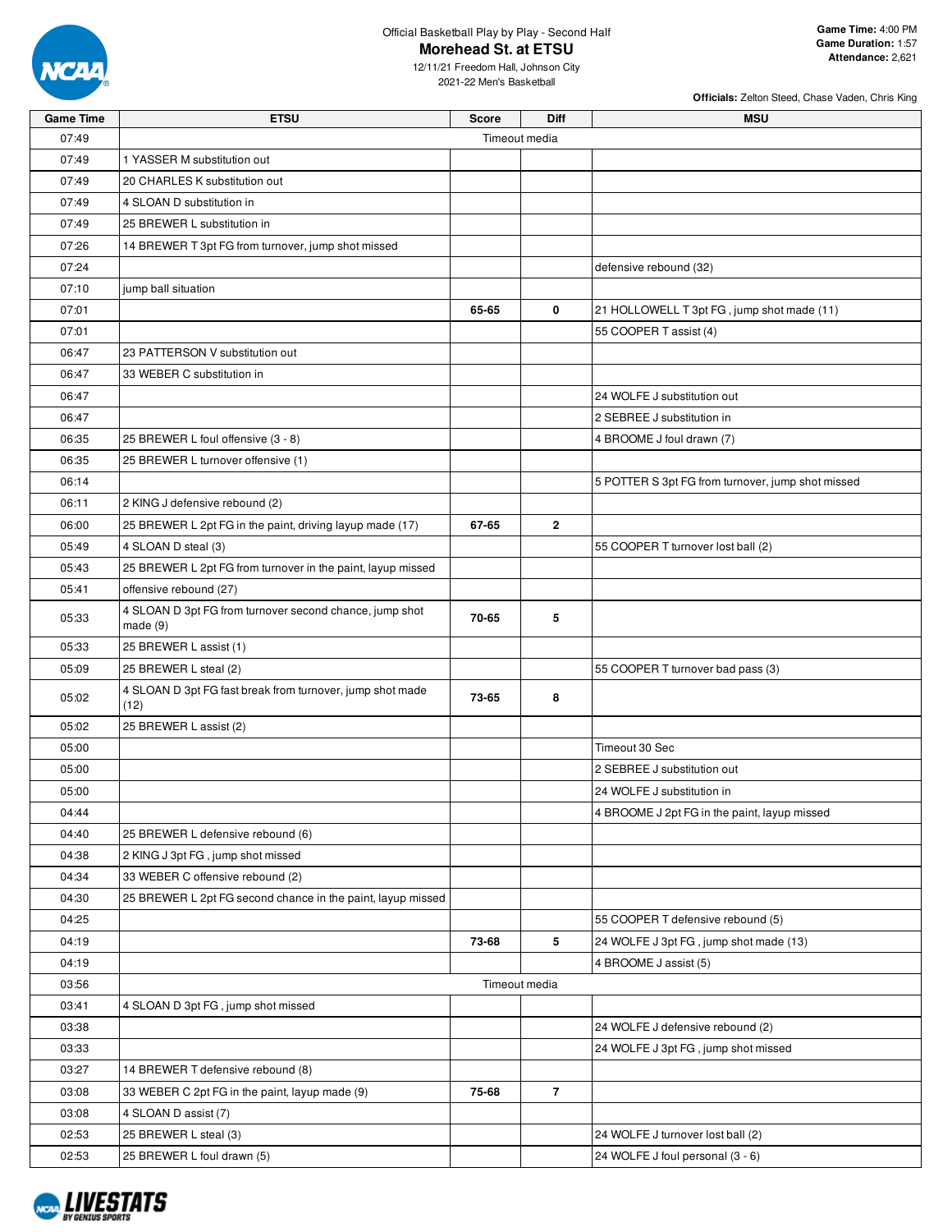Official Basketball Play by Play - Second Half

# Morehead St. at ETSU

12/11/21 Freedom Hall, Johnson City

2021-22 Men's Basketball

**Game Time:** 4:00 PM
**Game Duration:** 1:57
**Attendance:** 2,621

**Officials:** Zelton Steed, Chase Vaden, Chris King

| Game Time | ETSU | Score | Diff | MSU |
|---|---|---|---|---|
| 07:49 | Timeout media | | | |
| 07:49 | 1 YASSER M substitution out | | | |
| 07:49 | 20 CHARLES K substitution out | | | |
| 07:49 | 4 SLOAN D substitution in | | | |
| 07:49 | 25 BREWER L substitution in | | | |
| 07:26 | 14 BREWER T 3pt FG from turnover, jump shot missed | | | |
| 07:24 | | | | defensive rebound (32) |
| 07:10 | jump ball situation | | | |
| 07:01 | | 65-65 | 0 | 21 HOLLOWELL T 3pt FG , jump shot made (11) |
| 07:01 | | | | 55 COOPER T assist (4) |
| 06:47 | 23 PATTERSON V substitution out | | | |
| 06:47 | 33 WEBER C substitution in | | | |
| 06:47 | | | | 24 WOLFE J substitution out |
| 06:47 | | | | 2 SEBREE J substitution in |
| 06:35 | 25 BREWER L foul offensive (3 - 8) | | | 4 BROOME J foul drawn (7) |
| 06:35 | 25 BREWER L turnover offensive (1) | | | |
| 06:14 | | | | 5 POTTER S 3pt FG from turnover, jump shot missed |
| 06:11 | 2 KING J defensive rebound (2) | | | |
| 06:00 | 25 BREWER L 2pt FG in the paint, driving layup made (17) | 67-65 | 2 | |
| 05:49 | 4 SLOAN D steal (3) | | | 55 COOPER T turnover lost ball (2) |
| 05:43 | 25 BREWER L 2pt FG from turnover in the paint, layup missed | | | |
| 05:41 | offensive rebound (27) | | | |
| 05:33 | 4 SLOAN D 3pt FG from turnover second chance, jump shot made (9) | 70-65 | 5 | |
| 05:33 | 25 BREWER L assist (1) | | | |
| 05:09 | 25 BREWER L steal (2) | | | 55 COOPER T turnover bad pass (3) |
| 05:02 | 4 SLOAN D 3pt FG fast break from turnover, jump shot made (12) | 73-65 | 8 | |
| 05:02 | 25 BREWER L assist (2) | | | |
| 05:00 | | | | Timeout 30 Sec |
| 05:00 | | | | 2 SEBREE J substitution out |
| 05:00 | | | | 24 WOLFE J substitution in |
| 04:44 | | | | 4 BROOME J 2pt FG in the paint, layup missed |
| 04:40 | 25 BREWER L defensive rebound (6) | | | |
| 04:38 | 2 KING J 3pt FG , jump shot missed | | | |
| 04:34 | 33 WEBER C offensive rebound (2) | | | |
| 04:30 | 25 BREWER L 2pt FG second chance in the paint, layup missed | | | |
| 04:25 | | | | 55 COOPER T defensive rebound (5) |
| 04:19 | | 73-68 | 5 | 24 WOLFE J 3pt FG , jump shot made (13) |
| 04:19 | | | | 4 BROOME J assist (5) |
| 03:56 | Timeout media | | | |
| 03:41 | 4 SLOAN D 3pt FG , jump shot missed | | | |
| 03:38 | | | | 24 WOLFE J defensive rebound (2) |
| 03:33 | | | | 24 WOLFE J 3pt FG , jump shot missed |
| 03:27 | 14 BREWER T defensive rebound (8) | | | |
| 03:08 | 33 WEBER C 2pt FG in the paint, layup made (9) | 75-68 | 7 | |
| 03:08 | 4 SLOAN D assist (7) | | | |
| 02:53 | 25 BREWER L steal (3) | | | 24 WOLFE J turnover lost ball (2) |
| 02:53 | 25 BREWER L foul drawn (5) | | | 24 WOLFE J foul personal (3 - 6) |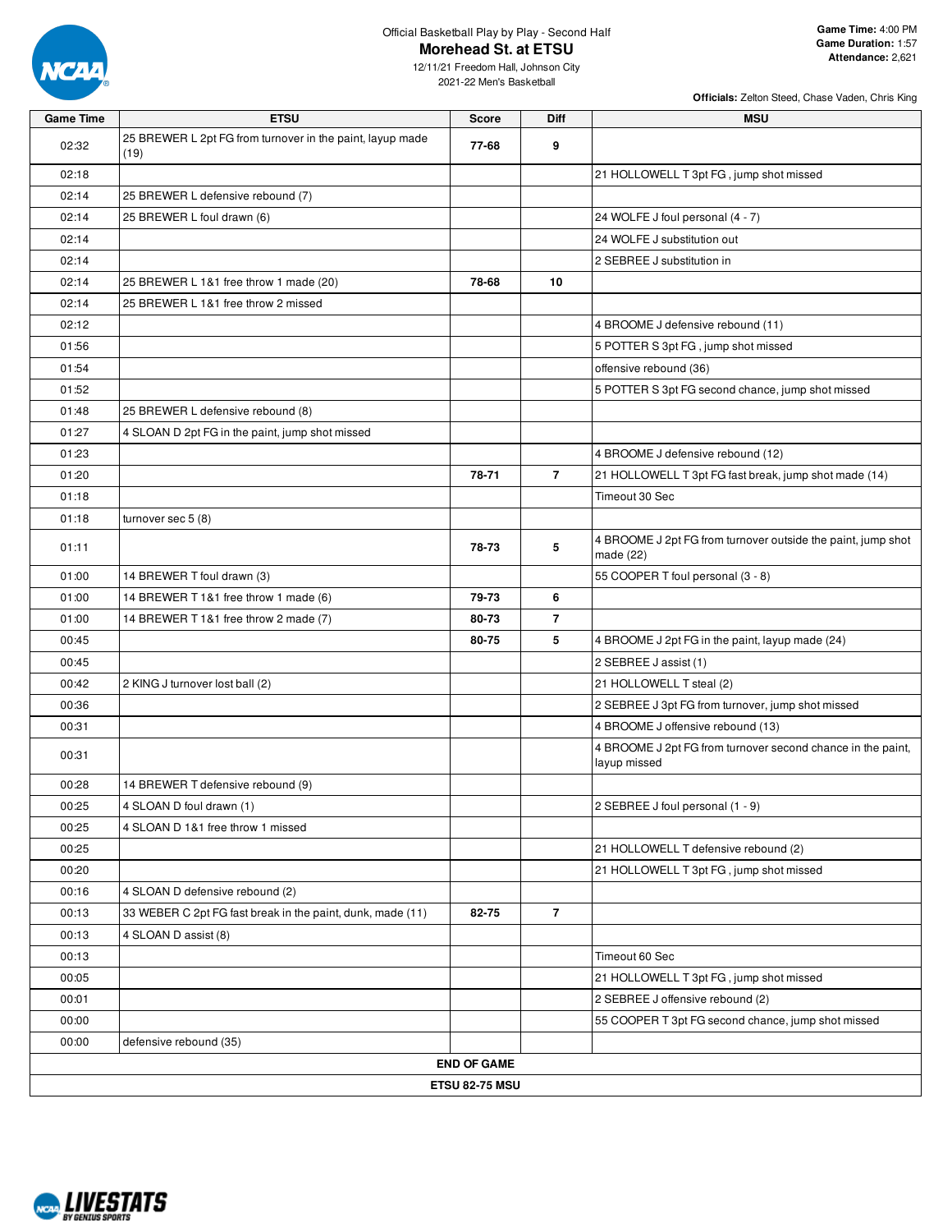Official Basketball Play by Play - Second Half

# Morehead St. at ETSU

12/11/21 Freedom Hall, Johnson City
2021-22 Men's Basketball

**Game Time:** 4:00 PM
**Game Duration:** 1:57
**Attendance:** 2,621

**Officials:** Zelton Steed, Chase Vaden, Chris King

| Game Time | ETSU | Score | Diff | MSU |
|---|---|---|---|---|
| 02:32 | 25 BREWER L 2pt FG from turnover in the paint, layup made (19) | 77-68 | 9 | |
| 02:18 | | | | 21 HOLLOWELL T 3pt FG , jump shot missed |
| 02:14 | 25 BREWER L defensive rebound (7) | | | |
| 02:14 | 25 BREWER L foul drawn (6) | | | 24 WOLFE J foul personal (4 - 7) |
| 02:14 | | | | 24 WOLFE J substitution out |
| 02:14 | | | | 2 SEBREE J substitution in |
| 02:14 | 25 BREWER L 1&1 free throw 1 made (20) | 78-68 | 10 | |
| 02:14 | 25 BREWER L 1&1 free throw 2 missed | | | |
| 02:12 | | | | 4 BROOME J defensive rebound (11) |
| 01:56 | | | | 5 POTTER S 3pt FG , jump shot missed |
| 01:54 | | | | offensive rebound (36) |
| 01:52 | | | | 5 POTTER S 3pt FG second chance, jump shot missed |
| 01:48 | 25 BREWER L defensive rebound (8) | | | |
| 01:27 | 4 SLOAN D 2pt FG in the paint, jump shot missed | | | |
| 01:23 | | | | 4 BROOME J defensive rebound (12) |
| 01:20 | | 78-71 | 7 | 21 HOLLOWELL T 3pt FG fast break, jump shot made (14) |
| 01:18 | | | | Timeout 30 Sec |
| 01:18 | turnover sec 5 (8) | | | |
| 01:11 | | 78-73 | 5 | 4 BROOME J 2pt FG from turnover outside the paint, jump shot made (22) |
| 01:00 | 14 BREWER T foul drawn (3) | | | 55 COOPER T foul personal (3 - 8) |
| 01:00 | 14 BREWER T 1&1 free throw 1 made (6) | 79-73 | 6 | |
| 01:00 | 14 BREWER T 1&1 free throw 2 made (7) | 80-73 | 7 | |
| 00:45 | | 80-75 | 5 | 4 BROOME J 2pt FG in the paint, layup made (24) |
| 00:45 | | | | 2 SEBREE J assist (1) |
| 00:42 | 2 KING J turnover lost ball (2) | | | 21 HOLLOWELL T steal (2) |
| 00:36 | | | | 2 SEBREE J 3pt FG from turnover, jump shot missed |
| 00:31 | | | | 4 BROOME J offensive rebound (13) |
| 00:31 | | | | 4 BROOME J 2pt FG from turnover second chance in the paint, layup missed |
| 00:28 | 14 BREWER T defensive rebound (9) | | | |
| 00:25 | 4 SLOAN D foul drawn (1) | | | 2 SEBREE J foul personal (1 - 9) |
| 00:25 | 4 SLOAN D 1&1 free throw 1 missed | | | |
| 00:25 | | | | 21 HOLLOWELL T defensive rebound (2) |
| 00:20 | | | | 21 HOLLOWELL T 3pt FG , jump shot missed |
| 00:16 | 4 SLOAN D defensive rebound (2) | | | |
| 00:13 | 33 WEBER C 2pt FG fast break in the paint, dunk, made (11) | 82-75 | 7 | |
| 00:13 | 4 SLOAN D assist (8) | | | |
| 00:13 | | | | Timeout 60 Sec |
| 00:05 | | | | 21 HOLLOWELL T 3pt FG , jump shot missed |
| 00:01 | | | | 2 SEBREE J offensive rebound (2) |
| 00:00 | | | | 55 COOPER T 3pt FG second chance, jump shot missed |
| 00:00 | defensive rebound (35) | | | |

**END OF GAME**

**ETSU 82-75 MSU**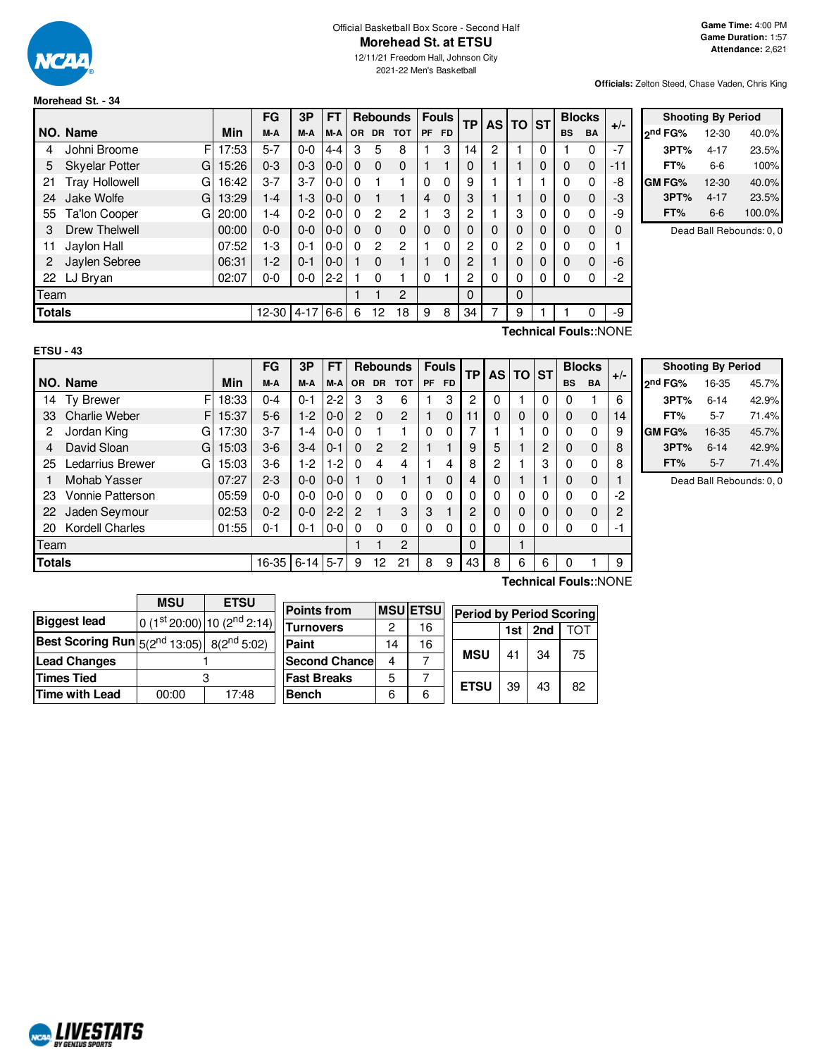Official Basketball Box Score - Second Half

# Morehead St. at ETSU

12/11/21 Freedom Hall, Johnson City

2021-22 Men's Basketball

**Game Time:** 4:00 PM
**Game Duration:** 1:57
**Attendance:** 2,621

**Officials:** Zelton Steed, Chase Vaden, Chris King

## Morehead St. - 34

| NO. | Name | | Min | FG M-A | 3P M-A | FT M-A | OR | DR | TOT | PF | FD | TP | AS | TO | ST | BS | BA | +/- |
|---|---|---|---|---|---|---|---|---|---|---|---|---|---|---|---|---|---|---|
| 4 | Johni Broome | F | 17:53 | 5-7 | 0-0 | 4-4 | 3 | 5 | 8 | 1 | 3 | 14 | 2 | 1 | 0 | 1 | 0 | -7 |
| 5 | Skyelar Potter | G | 15:26 | 0-3 | 0-3 | 0-0 | 0 | 0 | 0 | 1 | 1 | 0 | 1 | 1 | 0 | 0 | 0 | -11 |
| 21 | Tray Hollowell | G | 16:42 | 3-7 | 3-7 | 0-0 | 0 | 1 | 1 | 0 | 0 | 9 | 1 | 1 | 1 | 0 | 0 | -8 |
| 24 | Jake Wolfe | G | 13:29 | 1-4 | 1-3 | 0-0 | 0 | 1 | 1 | 4 | 0 | 3 | 1 | 1 | 0 | 0 | 0 | -3 |
| 55 | Ta'lon Cooper | G | 20:00 | 1-4 | 0-2 | 0-0 | 0 | 2 | 2 | 1 | 3 | 2 | 1 | 3 | 0 | 0 | 0 | -9 |
| 3 | Drew Thelwell | | 00:00 | 0-0 | 0-0 | 0-0 | 0 | 0 | 0 | 0 | 0 | 0 | 0 | 0 | 0 | 0 | 0 | 0 |
| 11 | Jaylon Hall | | 07:52 | 1-3 | 0-1 | 0-0 | 0 | 2 | 2 | 1 | 0 | 2 | 0 | 2 | 0 | 0 | 0 | 1 |
| 2 | Jaylen Sebree | | 06:31 | 1-2 | 0-1 | 0-0 | 1 | 0 | 1 | 1 | 0 | 2 | 1 | 0 | 0 | 0 | 0 | -6 |
| 22 | LJ Bryan | | 02:07 | 0-0 | 0-0 | 2-2 | 1 | 0 | 1 | 0 | 1 | 2 | 0 | 0 | 0 | 0 | 0 | -2 |
| | Team | | | | | | 1 | 1 | 2 | | | 0 | | 0 | | | | |
| | **Totals** | | | 12-30 | 4-17 | 6-6 | 6 | 12 | 18 | 9 | 8 | 34 | 7 | 9 | 1 | 1 | 0 | -9 |

Technical Fouls::NONE

| Shooting By Period | | |
|---|---|---|
| 2nd FG% | 12-30 | 40.0% |
| 3PT% | 4-17 | 23.5% |
| FT% | 6-6 | 100% |
| GM FG% | 12-30 | 40.0% |
| 3PT% | 4-17 | 23.5% |
| FT% | 6-6 | 100.0% |

Dead Ball Rebounds: 0, 0

## ETSU - 43

| NO. | Name | | Min | FG M-A | 3P M-A | FT M-A | OR | DR | TOT | PF | FD | TP | AS | TO | ST | BS | BA | +/- |
|---|---|---|---|---|---|---|---|---|---|---|---|---|---|---|---|---|---|---|
| 14 | Ty Brewer | F | 18:33 | 0-4 | 0-1 | 2-2 | 3 | 3 | 6 | 1 | 3 | 2 | 0 | 1 | 0 | 0 | 1 | 6 |
| 33 | Charlie Weber | F | 15:37 | 5-6 | 1-2 | 0-0 | 2 | 0 | 2 | 1 | 0 | 11 | 0 | 0 | 0 | 0 | 0 | 14 |
| 2 | Jordan King | G | 17:30 | 3-7 | 1-4 | 0-0 | 0 | 1 | 1 | 0 | 0 | 7 | 1 | 1 | 0 | 0 | 0 | 9 |
| 4 | David Sloan | G | 15:03 | 3-6 | 3-4 | 0-1 | 0 | 2 | 2 | 1 | 1 | 9 | 5 | 1 | 2 | 0 | 0 | 8 |
| 25 | Ledarrius Brewer | G | 15:03 | 3-6 | 1-2 | 1-2 | 0 | 4 | 4 | 1 | 4 | 8 | 2 | 1 | 3 | 0 | 0 | 8 |
| 1 | Mohab Yasser | | 07:27 | 2-3 | 0-0 | 0-0 | 1 | 0 | 1 | 1 | 0 | 4 | 0 | 1 | 1 | 0 | 0 | 1 |
| 23 | Vonnie Patterson | | 05:59 | 0-0 | 0-0 | 0-0 | 0 | 0 | 0 | 0 | 0 | 0 | 0 | 0 | 0 | 0 | 0 | -2 |
| 22 | Jaden Seymour | | 02:53 | 0-2 | 0-0 | 2-2 | 2 | 1 | 3 | 3 | 1 | 2 | 0 | 0 | 0 | 0 | 0 | 2 |
| 20 | Kordell Charles | | 01:55 | 0-1 | 0-1 | 0-0 | 0 | 0 | 0 | 0 | 0 | 0 | 0 | 0 | 0 | 0 | 0 | -1 |
| | Team | | | | | | 1 | 1 | 2 | | | 0 | | 1 | | | | |
| | **Totals** | | | 16-35 | 6-14 | 5-7 | 9 | 12 | 21 | 8 | 9 | 43 | 8 | 6 | 6 | 0 | 1 | 9 |

Technical Fouls::NONE

| Shooting By Period | | |
|---|---|---|
| 2nd FG% | 16-35 | 45.7% |
| 3PT% | 6-14 | 42.9% |
| FT% | 5-7 | 71.4% |
| GM FG% | 16-35 | 45.7% |
| 3PT% | 6-14 | 42.9% |
| FT% | 5-7 | 71.4% |

Dead Ball Rebounds: 0, 0

| | MSU | ETSU |
|---|---|---|
| Biggest lead | 0 (1st 20:00) | 10 (2nd 2:14) |
| Best Scoring Run | 5(2nd 13:05) | 8(2nd 5:02) |
| Lead Changes | 1 | |
| Times Tied | 3 | |
| Time with Lead | 00:00 | 17:48 |

| Points from | MSU | ETSU |
|---|---|---|
| Turnovers | 2 | 16 |
| Paint | 14 | 16 |
| Second Chance | 4 | 7 |
| Fast Breaks | 5 | 7 |
| Bench | 6 | 6 |

| Period by Period Scoring | 1st | 2nd | TOT |
|---|---|---|---|
| MSU | 41 | 34 | 75 |
| ETSU | 39 | 43 | 82 |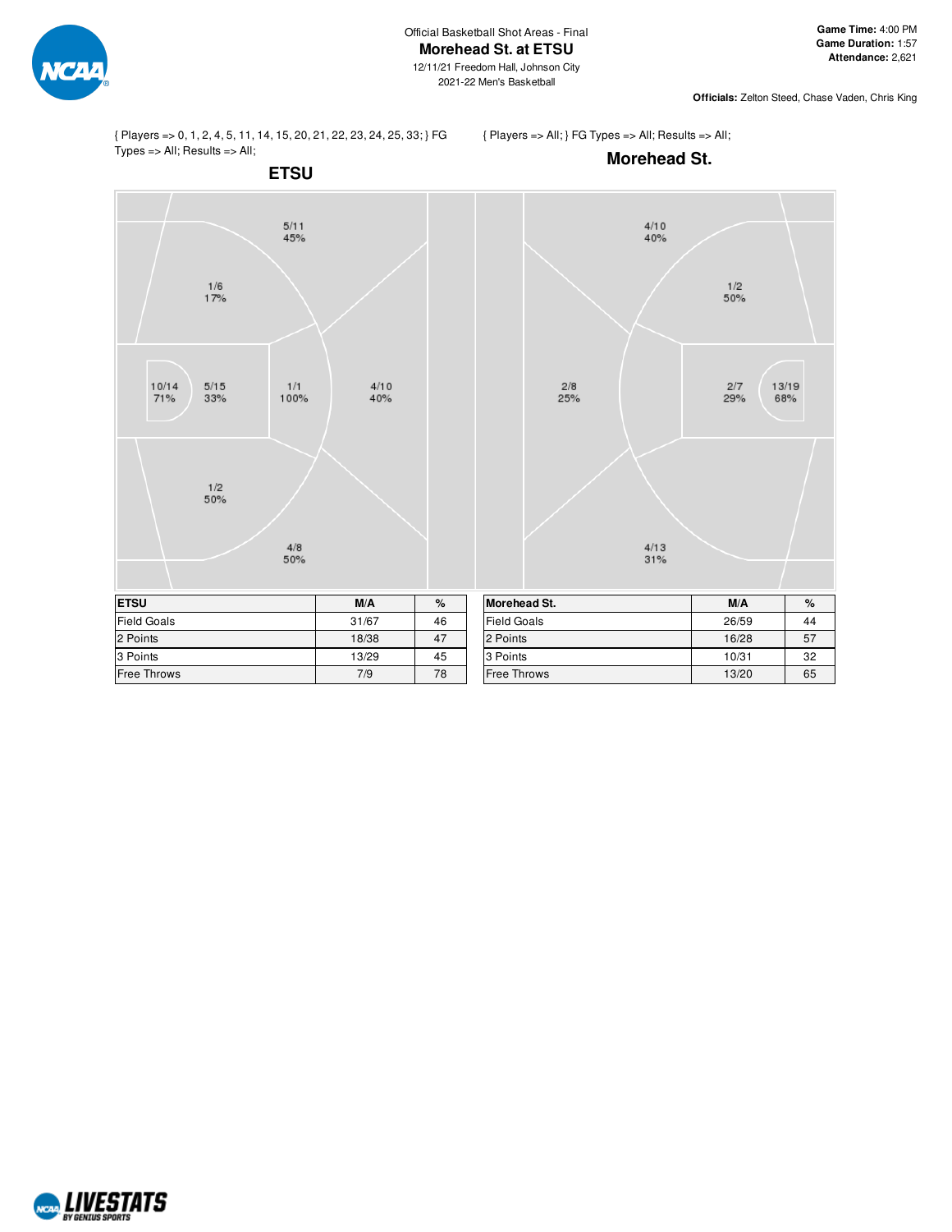Official Basketball Shot Areas - Final

# Morehead St. at ETSU

12/11/21 Freedom Hall, Johnson City
2021-22 Men's Basketball

**Game Time:** 4:00 PM
**Game Duration:** 1:57
**Attendance:** 2,621

**Officials:** Zelton Steed, Chase Vaden, Chris King

{ Players => 0, 1, 2, 4, 5, 11, 14, 15, 20, 21, 22, 23, 24, 25, 33; } FG Types => All; Results => All;

## ETSU

5/11 45%

1/6 17%

10/14 71%

5/15 33%

1/1 100%

4/10 40%

1/2 50%

4/8 50%

{ Players => All; } FG Types => All; Results => All;

## Morehead St.

4/10 40%

1/2 50%

2/8 25%

2/7 29%

13/19 68%

4/13 31%

| ETSU | M/A | % |
|---|---|---|
| Field Goals | 31/67 | 46 |
| 2 Points | 18/38 | 47 |
| 3 Points | 13/29 | 45 |
| Free Throws | 7/9 | 78 |

| Morehead St. | M/A | % |
|---|---|---|
| Field Goals | 26/59 | 44 |
| 2 Points | 16/28 | 57 |
| 3 Points | 10/31 | 32 |
| Free Throws | 13/20 | 65 |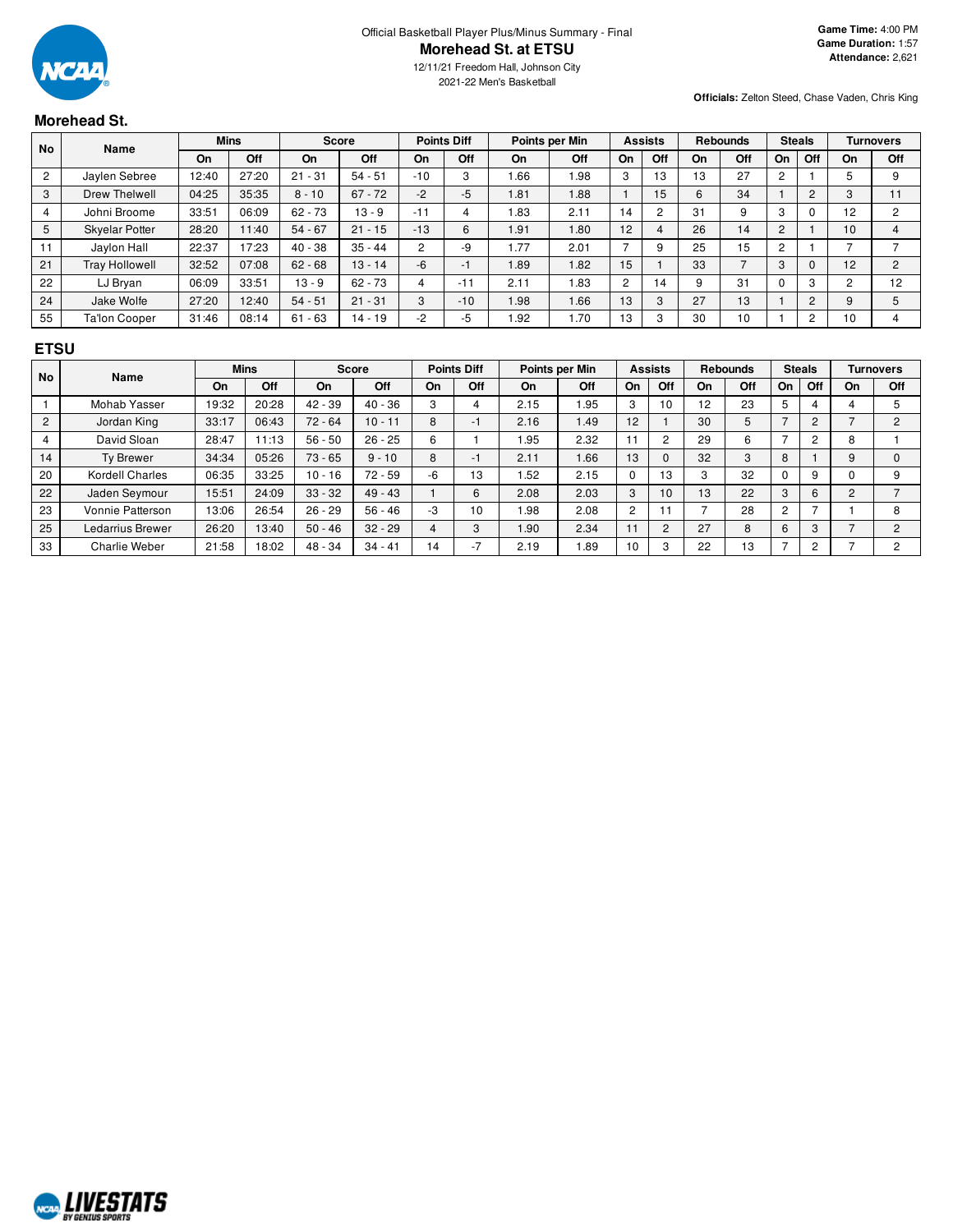Official Basketball Player Plus/Minus Summary - Final

# Morehead St. at ETSU

12/11/21 Freedom Hall, Johnson City

2021-22 Men's Basketball

**Game Time:** 4:00 PM
**Game Duration:** 1:57
**Attendance:** 2,621

**Officials:** Zelton Steed, Chase Vaden, Chris King

## Morehead St.

| No | Name | Mins | | Score | | Points Diff | | Points per Min | | Assists | | Rebounds | | Steals | | Turnovers | |
|---|---|---|---|---|---|---|---|---|---|---|---|---|---|---|---|---|---|
| | | On | Off | On | Off | On | Off | On | Off | On | Off | On | Off | On | Off | On | Off |
| 2 | Jaylen Sebree | 12:40 | 27:20 | 21 - 31 | 54 - 51 | -10 | 3 | 1.66 | 1.98 | 3 | 13 | 13 | 27 | 2 | 1 | 5 | 9 |
| 3 | Drew Thelwell | 04:25 | 35:35 | 8 - 10 | 67 - 72 | -2 | -5 | 1.81 | 1.88 | 1 | 15 | 6 | 34 | 1 | 2 | 3 | 11 |
| 4 | Johni Broome | 33:51 | 06:09 | 62 - 73 | 13 - 9 | -11 | 4 | 1.83 | 2.11 | 14 | 2 | 31 | 9 | 3 | 0 | 12 | 2 |
| 5 | Skyelar Potter | 28:20 | 11:40 | 54 - 67 | 21 - 15 | -13 | 6 | 1.91 | 1.80 | 12 | 4 | 26 | 14 | 2 | 1 | 10 | 4 |
| 11 | Jaylon Hall | 22:37 | 17:23 | 40 - 38 | 35 - 44 | 2 | -9 | 1.77 | 2.01 | 7 | 9 | 25 | 15 | 2 | 1 | 7 | 7 |
| 21 | Tray Hollowell | 32:52 | 07:08 | 62 - 68 | 13 - 14 | -6 | -1 | 1.89 | 1.82 | 15 | 1 | 33 | 7 | 3 | 0 | 12 | 2 |
| 22 | LJ Bryan | 06:09 | 33:51 | 13 - 9 | 62 - 73 | 4 | -11 | 2.11 | 1.83 | 2 | 14 | 9 | 31 | 0 | 3 | 2 | 12 |
| 24 | Jake Wolfe | 27:20 | 12:40 | 54 - 51 | 21 - 31 | 3 | -10 | 1.98 | 1.66 | 13 | 3 | 27 | 13 | 1 | 2 | 9 | 5 |
| 55 | Ta'lon Cooper | 31:46 | 08:14 | 61 - 63 | 14 - 19 | -2 | -5 | 1.92 | 1.70 | 13 | 3 | 30 | 10 | 1 | 2 | 10 | 4 |

## ETSU

| No | Name | Mins | | Score | | Points Diff | | Points per Min | | Assists | | Rebounds | | Steals | | Turnovers | |
|---|---|---|---|---|---|---|---|---|---|---|---|---|---|---|---|---|---|
| | | On | Off | On | Off | On | Off | On | Off | On | Off | On | Off | On | Off | On | Off |
| 1 | Mohab Yasser | 19:32 | 20:28 | 42 - 39 | 40 - 36 | 3 | 4 | 2.15 | 1.95 | 3 | 10 | 12 | 23 | 5 | 4 | 4 | 5 |
| 2 | Jordan King | 33:17 | 06:43 | 72 - 64 | 10 - 11 | 8 | -1 | 2.16 | 1.49 | 12 | 1 | 30 | 5 | 7 | 2 | 7 | 2 |
| 4 | David Sloan | 28:47 | 11:13 | 56 - 50 | 26 - 25 | 6 | 1 | 1.95 | 2.32 | 11 | 2 | 29 | 6 | 7 | 2 | 8 | 1 |
| 14 | Ty Brewer | 34:34 | 05:26 | 73 - 65 | 9 - 10 | 8 | -1 | 2.11 | 1.66 | 13 | 0 | 32 | 3 | 8 | 1 | 9 | 0 |
| 20 | Kordell Charles | 06:35 | 33:25 | 10 - 16 | 72 - 59 | -6 | 13 | 1.52 | 2.15 | 0 | 13 | 3 | 32 | 0 | 9 | 0 | 9 |
| 22 | Jaden Seymour | 15:51 | 24:09 | 33 - 32 | 49 - 43 | 1 | 6 | 2.08 | 2.03 | 3 | 10 | 13 | 22 | 3 | 6 | 2 | 7 |
| 23 | Vonnie Patterson | 13:06 | 26:54 | 26 - 29 | 56 - 46 | -3 | 10 | 1.98 | 2.08 | 2 | 11 | 7 | 28 | 2 | 7 | 1 | 8 |
| 25 | Ledarrius Brewer | 26:20 | 13:40 | 50 - 46 | 32 - 29 | 4 | 3 | 1.90 | 2.34 | 11 | 2 | 27 | 8 | 6 | 3 | 7 | 2 |
| 33 | Charlie Weber | 21:58 | 18:02 | 48 - 34 | 34 - 41 | 14 | -7 | 2.19 | 1.89 | 10 | 3 | 22 | 13 | 7 | 2 | 7 | 2 |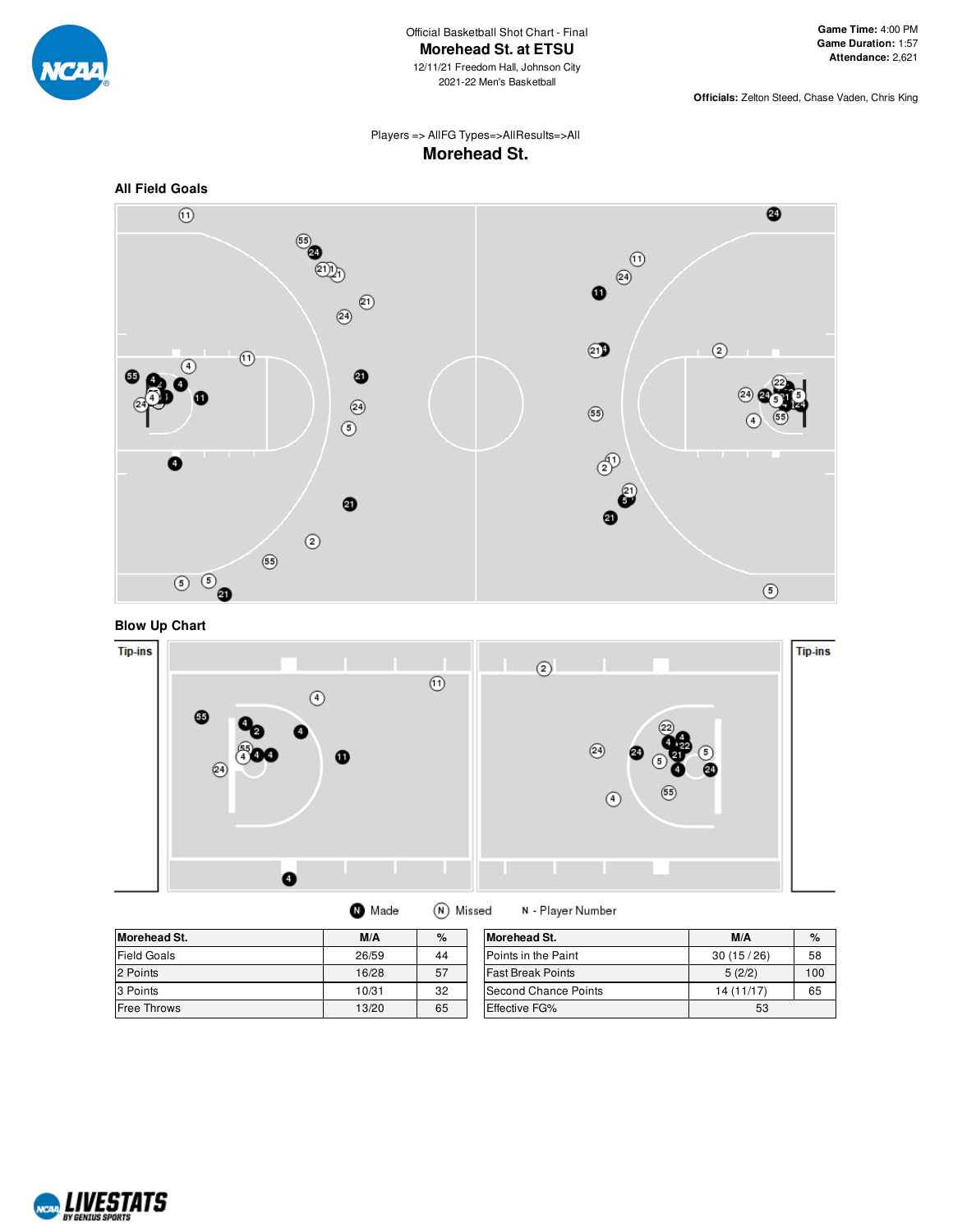Official Basketball Shot Chart - Final

# Morehead St. at ETSU

12/11/21 Freedom Hall, Johnson City

2021-22 Men's Basketball

**Game Time:** 4:00 PM
**Game Duration:** 1:57
**Attendance:** 2,621

**Officials:** Zelton Steed, Chase Vaden, Chris King

Players => AllFG Types=>AllResults=>All

## Morehead St.

### All Field Goals

### Blow Up Chart

Tip-ins

Tip-ins

Made   Missed   N - Player Number

| Morehead St. | M/A | % |
|---|---|---|
| Field Goals | 26/59 | 44 |
| 2 Points | 16/28 | 57 |
| 3 Points | 10/31 | 32 |
| Free Throws | 13/20 | 65 |

| Morehead St. | M/A | % |
|---|---|---|
| Points in the Paint | 30 (15 / 26) | 58 |
| Fast Break Points | 5 (2/2) | 100 |
| Second Chance Points | 14 (11/17) | 65 |
| Effective FG% | 53 | |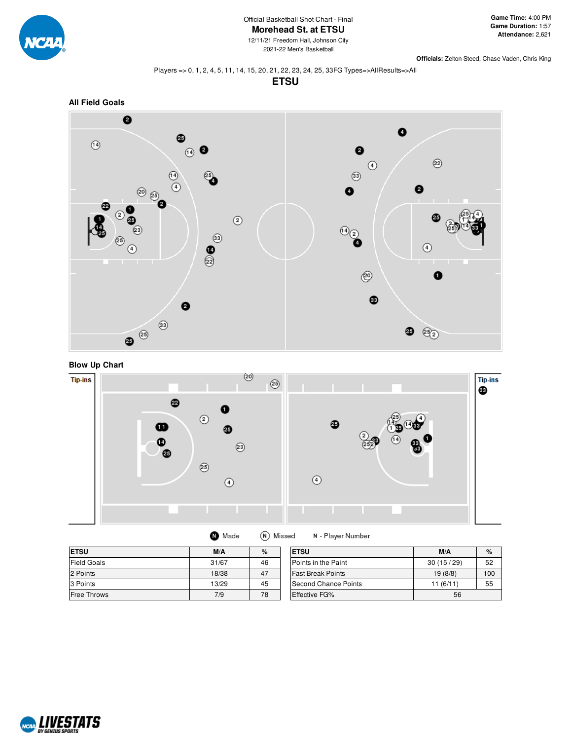Official Basketball Shot Chart - Final

# Morehead St. at ETSU

12/11/21 Freedom Hall, Johnson City

2021-22 Men's Basketball

**Game Time:** 4:00 PM
**Game Duration:** 1:57
**Attendance:** 2,621

**Officials:** Zelton Steed, Chase Vaden, Chris King

Players => 0, 1, 2, 4, 5, 11, 14, 15, 20, 21, 22, 23, 24, 25, 33FG Types=>AllResults=>All

## ETSU

### All Field Goals

### Blow Up Chart

Tip-ins

Tip-ins

Made   Missed   N - Player Number

| ETSU | M/A | % |
|---|---|---|
| Field Goals | 31/67 | 46 |
| 2 Points | 18/38 | 47 |
| 3 Points | 13/29 | 45 |
| Free Throws | 7/9 | 78 |

| ETSU | M/A | % |
|---|---|---|
| Points in the Paint | 30 (15 / 29) | 52 |
| Fast Break Points | 19 (8/8) | 100 |
| Second Chance Points | 11 (6/11) | 55 |
| Effective FG% | 56 | |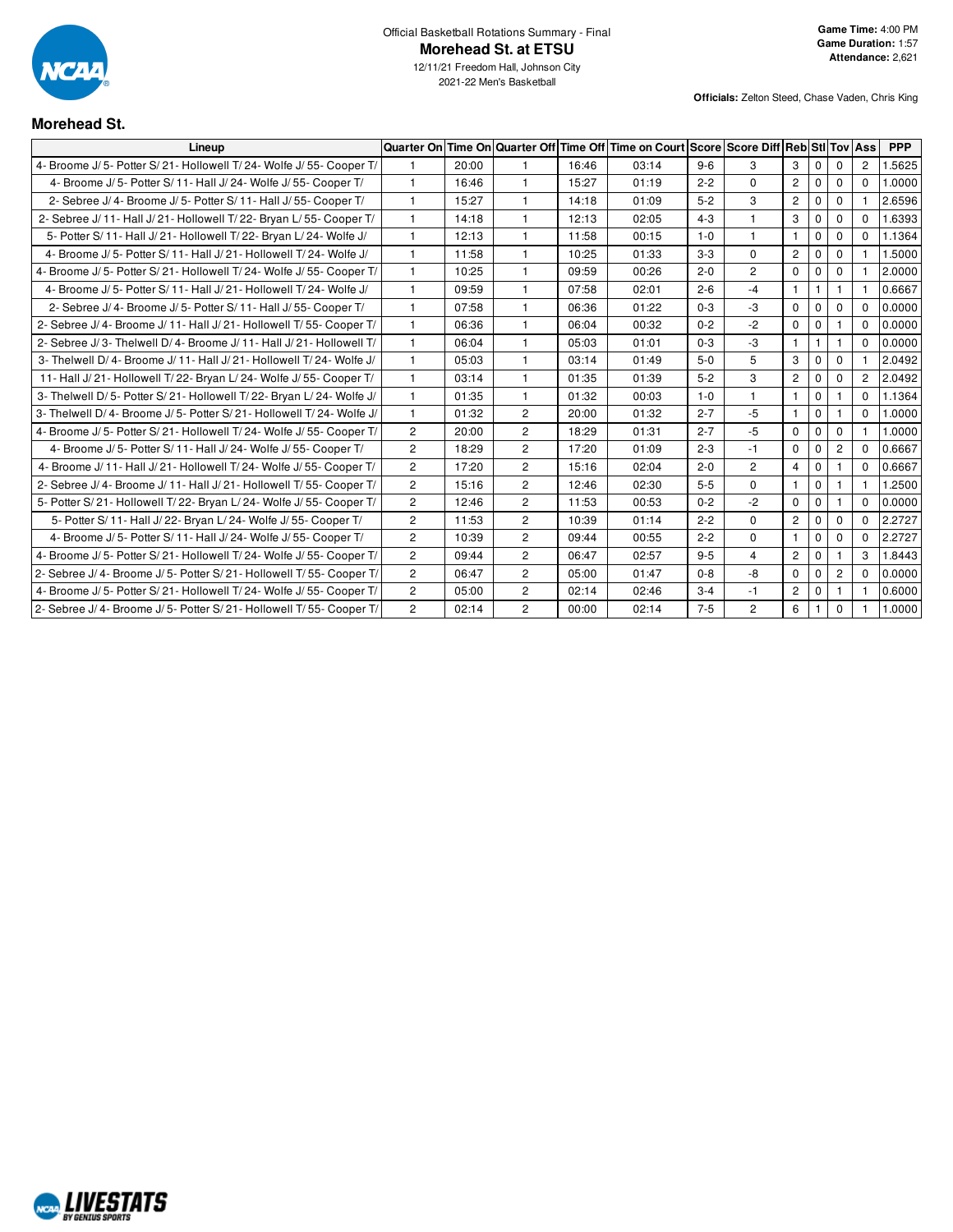Official Basketball Rotations Summary - Final

# Morehead St. at ETSU

12/11/21 Freedom Hall, Johnson City

2021-22 Men's Basketball

**Game Time:** 4:00 PM
**Game Duration:** 1:57
**Attendance:** 2,621

**Officials:** Zelton Steed, Chase Vaden, Chris King

## Morehead St.

| Lineup | Quarter On | Time On | Quarter Off | Time Off | Time on Court | Score | Score Diff | Reb | Stl | Tov | Ass | PPP |
|---|---|---|---|---|---|---|---|---|---|---|---|---|
| 4- Broome J/ 5- Potter S/ 21- Hollowell T/ 24- Wolfe J/ 55- Cooper T/ | 1 | 20:00 | 1 | 16:46 | 03:14 | 9-6 | 3 | 3 | 0 | 0 | 2 | 1.5625 |
| 4- Broome J/ 5- Potter S/ 11- Hall J/ 24- Wolfe J/ 55- Cooper T/ | 1 | 16:46 | 1 | 15:27 | 01:19 | 2-2 | 0 | 2 | 0 | 0 | 0 | 1.0000 |
| 2- Sebree J/ 4- Broome J/ 5- Potter S/ 11- Hall J/ 55- Cooper T/ | 1 | 15:27 | 1 | 14:18 | 01:09 | 5-2 | 3 | 2 | 0 | 0 | 1 | 2.6596 |
| 2- Sebree J/ 11- Hall J/ 21- Hollowell T/ 22- Bryan L/ 55- Cooper T/ | 1 | 14:18 | 1 | 12:13 | 02:05 | 4-3 | 1 | 3 | 0 | 0 | 0 | 1.6393 |
| 5- Potter S/ 11- Hall J/ 21- Hollowell T/ 22- Bryan L/ 24- Wolfe J/ | 1 | 12:13 | 1 | 11:58 | 00:15 | 1-0 | 1 | 1 | 0 | 0 | 0 | 1.1364 |
| 4- Broome J/ 5- Potter S/ 11- Hall J/ 21- Hollowell T/ 24- Wolfe J/ | 1 | 11:58 | 1 | 10:25 | 01:33 | 3-3 | 0 | 2 | 0 | 0 | 1 | 1.5000 |
| 4- Broome J/ 5- Potter S/ 21- Hollowell T/ 24- Wolfe J/ 55- Cooper T/ | 1 | 10:25 | 1 | 09:59 | 00:26 | 2-0 | 2 | 0 | 0 | 0 | 1 | 2.0000 |
| 4- Broome J/ 5- Potter S/ 11- Hall J/ 21- Hollowell T/ 24- Wolfe J/ | 1 | 09:59 | 1 | 07:58 | 02:01 | 2-6 | -4 | 1 | 1 | 1 | 1 | 0.6667 |
| 2- Sebree J/ 4- Broome J/ 5- Potter S/ 11- Hall J/ 55- Cooper T/ | 1 | 07:58 | 1 | 06:36 | 01:22 | 0-3 | -3 | 0 | 0 | 0 | 0 | 0.0000 |
| 2- Sebree J/ 4- Broome J/ 11- Hall J/ 21- Hollowell T/ 55- Cooper T/ | 1 | 06:36 | 1 | 06:04 | 00:32 | 0-2 | -2 | 0 | 0 | 1 | 0 | 0.0000 |
| 2- Sebree J/ 3- Thelwell D/ 4- Broome J/ 11- Hall J/ 21- Hollowell T/ | 1 | 06:04 | 1 | 05:03 | 01:01 | 0-3 | -3 | 1 | 1 | 1 | 0 | 0.0000 |
| 3- Thelwell D/ 4- Broome J/ 11- Hall J/ 21- Hollowell T/ 24- Wolfe J/ | 1 | 05:03 | 1 | 03:14 | 01:49 | 5-0 | 5 | 3 | 0 | 0 | 1 | 2.0492 |
| 11- Hall J/ 21- Hollowell T/ 22- Bryan L/ 24- Wolfe J/ 55- Cooper T/ | 1 | 03:14 | 1 | 01:35 | 01:39 | 5-2 | 3 | 2 | 0 | 0 | 2 | 2.0492 |
| 3- Thelwell D/ 5- Potter S/ 21- Hollowell T/ 22- Bryan L/ 24- Wolfe J/ | 1 | 01:35 | 1 | 01:32 | 00:03 | 1-0 | 1 | 1 | 0 | 1 | 0 | 1.1364 |
| 3- Thelwell D/ 4- Broome J/ 5- Potter S/ 21- Hollowell T/ 24- Wolfe J/ | 1 | 01:32 | 2 | 20:00 | 01:32 | 2-7 | -5 | 1 | 0 | 1 | 0 | 1.0000 |
| 4- Broome J/ 5- Potter S/ 21- Hollowell T/ 24- Wolfe J/ 55- Cooper T/ | 2 | 20:00 | 2 | 18:29 | 01:31 | 2-7 | -5 | 0 | 0 | 0 | 1 | 1.0000 |
| 4- Broome J/ 5- Potter S/ 11- Hall J/ 24- Wolfe J/ 55- Cooper T/ | 2 | 18:29 | 2 | 17:20 | 01:09 | 2-3 | -1 | 0 | 0 | 2 | 0 | 0.6667 |
| 4- Broome J/ 11- Hall J/ 21- Hollowell T/ 24- Wolfe J/ 55- Cooper T/ | 2 | 17:20 | 2 | 15:16 | 02:04 | 2-0 | 2 | 4 | 0 | 1 | 0 | 0.6667 |
| 2- Sebree J/ 4- Broome J/ 11- Hall J/ 21- Hollowell T/ 55- Cooper T/ | 2 | 15:16 | 2 | 12:46 | 02:30 | 5-5 | 0 | 1 | 0 | 1 | 1 | 1.2500 |
| 5- Potter S/ 21- Hollowell T/ 22- Bryan L/ 24- Wolfe J/ 55- Cooper T/ | 2 | 12:46 | 2 | 11:53 | 00:53 | 0-2 | -2 | 0 | 0 | 1 | 0 | 0.0000 |
| 5- Potter S/ 11- Hall J/ 22- Bryan L/ 24- Wolfe J/ 55- Cooper T/ | 2 | 11:53 | 2 | 10:39 | 01:14 | 2-2 | 0 | 2 | 0 | 0 | 0 | 2.2727 |
| 4- Broome J/ 5- Potter S/ 11- Hall J/ 24- Wolfe J/ 55- Cooper T/ | 2 | 10:39 | 2 | 09:44 | 00:55 | 2-2 | 0 | 1 | 0 | 0 | 0 | 2.2727 |
| 4- Broome J/ 5- Potter S/ 21- Hollowell T/ 24- Wolfe J/ 55- Cooper T/ | 2 | 09:44 | 2 | 06:47 | 02:57 | 9-5 | 4 | 2 | 0 | 1 | 3 | 1.8443 |
| 2- Sebree J/ 4- Broome J/ 5- Potter S/ 21- Hollowell T/ 55- Cooper T/ | 2 | 06:47 | 2 | 05:00 | 01:47 | 0-8 | -8 | 0 | 0 | 2 | 0 | 0.0000 |
| 4- Broome J/ 5- Potter S/ 21- Hollowell T/ 24- Wolfe J/ 55- Cooper T/ | 2 | 05:00 | 2 | 02:14 | 02:46 | 3-4 | -1 | 2 | 0 | 1 | 1 | 0.6000 |
| 2- Sebree J/ 4- Broome J/ 5- Potter S/ 21- Hollowell T/ 55- Cooper T/ | 2 | 02:14 | 2 | 00:00 | 02:14 | 7-5 | 2 | 6 | 1 | 0 | 1 | 1.0000 |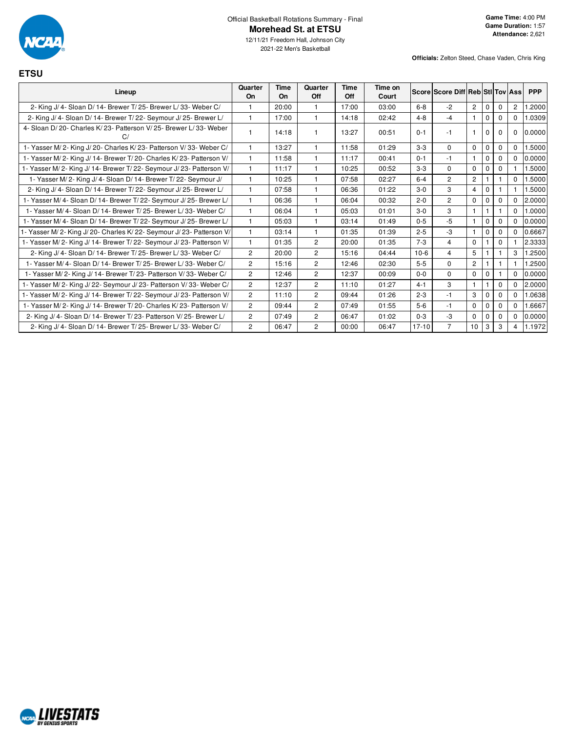Official Basketball Rotations Summary - Final

**Morehead St. at ETSU**

12/11/21 Freedom Hall, Johnson City

2021-22 Men's Basketball

**Game Time:** 4:00 PM
**Game Duration:** 1:57
**Attendance:** 2,621

**Officials:** Zelton Steed, Chase Vaden, Chris King

## ETSU

| Lineup | Quarter On | Time On | Quarter Off | Time Off | Time on Court | Score | Score Diff | Reb | Stl | Tov | Ass | PPP |
|---|---|---|---|---|---|---|---|---|---|---|---|---|
| 2- King J/ 4- Sloan D/ 14- Brewer T/ 25- Brewer L/ 33- Weber C/ | 1 | 20:00 | 1 | 17:00 | 03:00 | 6-8 | -2 | 2 | 0 | 0 | 2 | 1.2000 |
| 2- King J/ 4- Sloan D/ 14- Brewer T/ 22- Seymour J/ 25- Brewer L/ | 1 | 17:00 | 1 | 14:18 | 02:42 | 4-8 | -4 | 1 | 0 | 0 | 0 | 1.0309 |
| 4- Sloan D/ 20- Charles K/ 23- Patterson V/ 25- Brewer L/ 33- Weber C/ | 1 | 14:18 | 1 | 13:27 | 00:51 | 0-1 | -1 | 1 | 0 | 0 | 0 | 0.0000 |
| 1- Yasser M/ 2- King J/ 20- Charles K/ 23- Patterson V/ 33- Weber C/ | 1 | 13:27 | 1 | 11:58 | 01:29 | 3-3 | 0 | 0 | 0 | 0 | 0 | 1.5000 |
| 1- Yasser M/ 2- King J/ 14- Brewer T/ 20- Charles K/ 23- Patterson V/ | 1 | 11:58 | 1 | 11:17 | 00:41 | 0-1 | -1 | 1 | 0 | 0 | 0 | 0.0000 |
| 1- Yasser M/ 2- King J/ 14- Brewer T/ 22- Seymour J/ 23- Patterson V/ | 1 | 11:17 | 1 | 10:25 | 00:52 | 3-3 | 0 | 0 | 0 | 0 | 1 | 1.5000 |
| 1- Yasser M/ 2- King J/ 4- Sloan D/ 14- Brewer T/ 22- Seymour J/ | 1 | 10:25 | 1 | 07:58 | 02:27 | 6-4 | 2 | 2 | 1 | 1 | 0 | 1.5000 |
| 2- King J/ 4- Sloan D/ 14- Brewer T/ 22- Seymour J/ 25- Brewer L/ | 1 | 07:58 | 1 | 06:36 | 01:22 | 3-0 | 3 | 4 | 0 | 1 | 1 | 1.5000 |
| 1- Yasser M/ 4- Sloan D/ 14- Brewer T/ 22- Seymour J/ 25- Brewer L/ | 1 | 06:36 | 1 | 06:04 | 00:32 | 2-0 | 2 | 0 | 0 | 0 | 0 | 2.0000 |
| 1- Yasser M/ 4- Sloan D/ 14- Brewer T/ 25- Brewer L/ 33- Weber C/ | 1 | 06:04 | 1 | 05:03 | 01:01 | 3-0 | 3 | 1 | 1 | 1 | 0 | 1.0000 |
| 1- Yasser M/ 4- Sloan D/ 14- Brewer T/ 22- Seymour J/ 25- Brewer L/ | 1 | 05:03 | 1 | 03:14 | 01:49 | 0-5 | -5 | 1 | 0 | 0 | 0 | 0.0000 |
| 1- Yasser M/ 2- King J/ 20- Charles K/ 22- Seymour J/ 23- Patterson V/ | 1 | 03:14 | 1 | 01:35 | 01:39 | 2-5 | -3 | 1 | 0 | 0 | 0 | 0.6667 |
| 1- Yasser M/ 2- King J/ 14- Brewer T/ 22- Seymour J/ 23- Patterson V/ | 1 | 01:35 | 2 | 20:00 | 01:35 | 7-3 | 4 | 0 | 1 | 0 | 1 | 2.3333 |
| 2- King J/ 4- Sloan D/ 14- Brewer T/ 25- Brewer L/ 33- Weber C/ | 2 | 20:00 | 2 | 15:16 | 04:44 | 10-6 | 4 | 5 | 1 | 1 | 3 | 1.2500 |
| 1- Yasser M/ 4- Sloan D/ 14- Brewer T/ 25- Brewer L/ 33- Weber C/ | 2 | 15:16 | 2 | 12:46 | 02:30 | 5-5 | 0 | 2 | 1 | 1 | 1 | 1.2500 |
| 1- Yasser M/ 2- King J/ 14- Brewer T/ 23- Patterson V/ 33- Weber C/ | 2 | 12:46 | 2 | 12:37 | 00:09 | 0-0 | 0 | 0 | 0 | 1 | 0 | 0.0000 |
| 1- Yasser M/ 2- King J/ 22- Seymour J/ 23- Patterson V/ 33- Weber C/ | 2 | 12:37 | 2 | 11:10 | 01:27 | 4-1 | 3 | 1 | 1 | 0 | 0 | 2.0000 |
| 1- Yasser M/ 2- King J/ 14- Brewer T/ 22- Seymour J/ 23- Patterson V/ | 2 | 11:10 | 2 | 09:44 | 01:26 | 2-3 | -1 | 3 | 0 | 0 | 0 | 1.0638 |
| 1- Yasser M/ 2- King J/ 14- Brewer T/ 20- Charles K/ 23- Patterson V/ | 2 | 09:44 | 2 | 07:49 | 01:55 | 5-6 | -1 | 0 | 0 | 0 | 0 | 1.6667 |
| 2- King J/ 4- Sloan D/ 14- Brewer T/ 23- Patterson V/ 25- Brewer L/ | 2 | 07:49 | 2 | 06:47 | 01:02 | 0-3 | -3 | 0 | 0 | 0 | 0 | 0.0000 |
| 2- King J/ 4- Sloan D/ 14- Brewer T/ 25- Brewer L/ 33- Weber C/ | 2 | 06:47 | 2 | 00:00 | 06:47 | 17-10 | 7 | 10 | 3 | 3 | 4 | 1.1972 |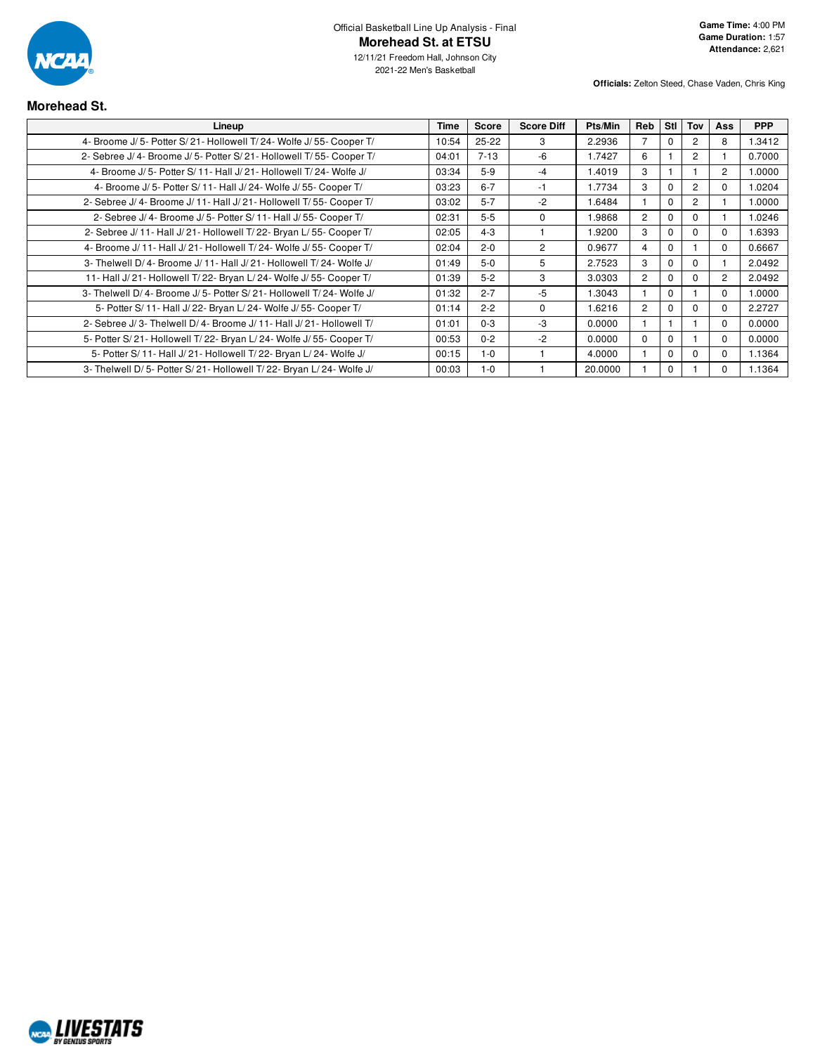Official Basketball Line Up Analysis - Final

# Morehead St. at ETSU

12/11/21 Freedom Hall, Johnson City
2021-22 Men's Basketball

**Game Time:** 4:00 PM
**Game Duration:** 1:57
**Attendance:** 2,621

**Officials:** Zelton Steed, Chase Vaden, Chris King

## Morehead St.

| Lineup | Time | Score | Score Diff | Pts/Min | Reb | Stl | Tov | Ass | PPP |
|---|---|---|---|---|---|---|---|---|---|
| 4- Broome J/ 5- Potter S/ 21- Hollowell T/ 24- Wolfe J/ 55- Cooper T/ | 10:54 | 25-22 | 3 | 2.2936 | 7 | 0 | 2 | 8 | 1.3412 |
| 2- Sebree J/ 4- Broome J/ 5- Potter S/ 21- Hollowell T/ 55- Cooper T/ | 04:01 | 7-13 | -6 | 1.7427 | 6 | 1 | 2 | 1 | 0.7000 |
| 4- Broome J/ 5- Potter S/ 11- Hall J/ 21- Hollowell T/ 24- Wolfe J/ | 03:34 | 5-9 | -4 | 1.4019 | 3 | 1 | 1 | 2 | 1.0000 |
| 4- Broome J/ 5- Potter S/ 11- Hall J/ 24- Wolfe J/ 55- Cooper T/ | 03:23 | 6-7 | -1 | 1.7734 | 3 | 0 | 2 | 0 | 1.0204 |
| 2- Sebree J/ 4- Broome J/ 11- Hall J/ 21- Hollowell T/ 55- Cooper T/ | 03:02 | 5-7 | -2 | 1.6484 | 1 | 0 | 2 | 1 | 1.0000 |
| 2- Sebree J/ 4- Broome J/ 5- Potter S/ 11- Hall J/ 55- Cooper T/ | 02:31 | 5-5 | 0 | 1.9868 | 2 | 0 | 0 | 1 | 1.0246 |
| 2- Sebree J/ 11- Hall J/ 21- Hollowell T/ 22- Bryan L/ 55- Cooper T/ | 02:05 | 4-3 | 1 | 1.9200 | 3 | 0 | 0 | 0 | 1.6393 |
| 4- Broome J/ 11- Hall J/ 21- Hollowell T/ 24- Wolfe J/ 55- Cooper T/ | 02:04 | 2-0 | 2 | 0.9677 | 4 | 0 | 1 | 0 | 0.6667 |
| 3- Thelwell D/ 4- Broome J/ 11- Hall J/ 21- Hollowell T/ 24- Wolfe J/ | 01:49 | 5-0 | 5 | 2.7523 | 3 | 0 | 0 | 1 | 2.0492 |
| 11- Hall J/ 21- Hollowell T/ 22- Bryan L/ 24- Wolfe J/ 55- Cooper T/ | 01:39 | 5-2 | 3 | 3.0303 | 2 | 0 | 0 | 2 | 2.0492 |
| 3- Thelwell D/ 4- Broome J/ 5- Potter S/ 21- Hollowell T/ 24- Wolfe J/ | 01:32 | 2-7 | -5 | 1.3043 | 1 | 0 | 1 | 0 | 1.0000 |
| 5- Potter S/ 11- Hall J/ 22- Bryan L/ 24- Wolfe J/ 55- Cooper T/ | 01:14 | 2-2 | 0 | 1.6216 | 2 | 0 | 0 | 0 | 2.2727 |
| 2- Sebree J/ 3- Thelwell D/ 4- Broome J/ 11- Hall J/ 21- Hollowell T/ | 01:01 | 0-3 | -3 | 0.0000 | 1 | 1 | 1 | 0 | 0.0000 |
| 5- Potter S/ 21- Hollowell T/ 22- Bryan L/ 24- Wolfe J/ 55- Cooper T/ | 00:53 | 0-2 | -2 | 0.0000 | 0 | 0 | 1 | 0 | 0.0000 |
| 5- Potter S/ 11- Hall J/ 21- Hollowell T/ 22- Bryan L/ 24- Wolfe J/ | 00:15 | 1-0 | 1 | 4.0000 | 1 | 0 | 0 | 0 | 1.1364 |
| 3- Thelwell D/ 5- Potter S/ 21- Hollowell T/ 22- Bryan L/ 24- Wolfe J/ | 00:03 | 1-0 | 1 | 20.0000 | 1 | 0 | 1 | 0 | 1.1364 |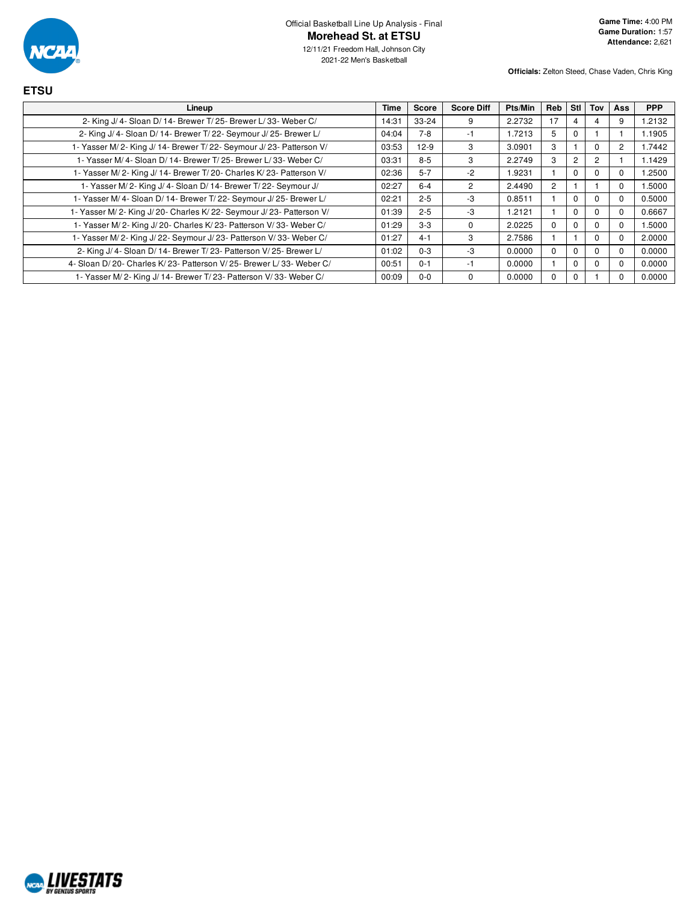Official Basketball Line Up Analysis - Final

# Morehead St. at ETSU

12/11/21 Freedom Hall, Johnson City
2021-22 Men's Basketball

**Game Time:** 4:00 PM
**Game Duration:** 1:57
**Attendance:** 2,621

**Officials:** Zelton Steed, Chase Vaden, Chris King

## ETSU

| Lineup | Time | Score | Score Diff | Pts/Min | Reb | Stl | Tov | Ass | PPP |
|---|---|---|---|---|---|---|---|---|---|
| 2- King J/ 4- Sloan D/ 14- Brewer T/ 25- Brewer L/ 33- Weber C/ | 14:31 | 33-24 | 9 | 2.2732 | 17 | 4 | 4 | 9 | 1.2132 |
| 2- King J/ 4- Sloan D/ 14- Brewer T/ 22- Seymour J/ 25- Brewer L/ | 04:04 | 7-8 | -1 | 1.7213 | 5 | 0 | 1 | 1 | 1.1905 |
| 1- Yasser M/ 2- King J/ 14- Brewer T/ 22- Seymour J/ 23- Patterson V/ | 03:53 | 12-9 | 3 | 3.0901 | 3 | 1 | 0 | 2 | 1.7442 |
| 1- Yasser M/ 4- Sloan D/ 14- Brewer T/ 25- Brewer L/ 33- Weber C/ | 03:31 | 8-5 | 3 | 2.2749 | 3 | 2 | 2 | 1 | 1.1429 |
| 1- Yasser M/ 2- King J/ 14- Brewer T/ 20- Charles K/ 23- Patterson V/ | 02:36 | 5-7 | -2 | 1.9231 | 1 | 0 | 0 | 0 | 1.2500 |
| 1- Yasser M/ 2- King J/ 4- Sloan D/ 14- Brewer T/ 22- Seymour J/ | 02:27 | 6-4 | 2 | 2.4490 | 2 | 1 | 1 | 0 | 1.5000 |
| 1- Yasser M/ 4- Sloan D/ 14- Brewer T/ 22- Seymour J/ 25- Brewer L/ | 02:21 | 2-5 | -3 | 0.8511 | 1 | 0 | 0 | 0 | 0.5000 |
| 1- Yasser M/ 2- King J/ 20- Charles K/ 22- Seymour J/ 23- Patterson V/ | 01:39 | 2-5 | -3 | 1.2121 | 1 | 0 | 0 | 0 | 0.6667 |
| 1- Yasser M/ 2- King J/ 20- Charles K/ 23- Patterson V/ 33- Weber C/ | 01:29 | 3-3 | 0 | 2.0225 | 0 | 0 | 0 | 0 | 1.5000 |
| 1- Yasser M/ 2- King J/ 22- Seymour J/ 23- Patterson V/ 33- Weber C/ | 01:27 | 4-1 | 3 | 2.7586 | 1 | 1 | 0 | 0 | 2.0000 |
| 2- King J/ 4- Sloan D/ 14- Brewer T/ 23- Patterson V/ 25- Brewer L/ | 01:02 | 0-3 | -3 | 0.0000 | 0 | 0 | 0 | 0 | 0.0000 |
| 4- Sloan D/ 20- Charles K/ 23- Patterson V/ 25- Brewer L/ 33- Weber C/ | 00:51 | 0-1 | -1 | 0.0000 | 1 | 0 | 0 | 0 | 0.0000 |
| 1- Yasser M/ 2- King J/ 14- Brewer T/ 23- Patterson V/ 33- Weber C/ | 00:09 | 0-0 | 0 | 0.0000 | 0 | 0 | 1 | 0 | 0.0000 |